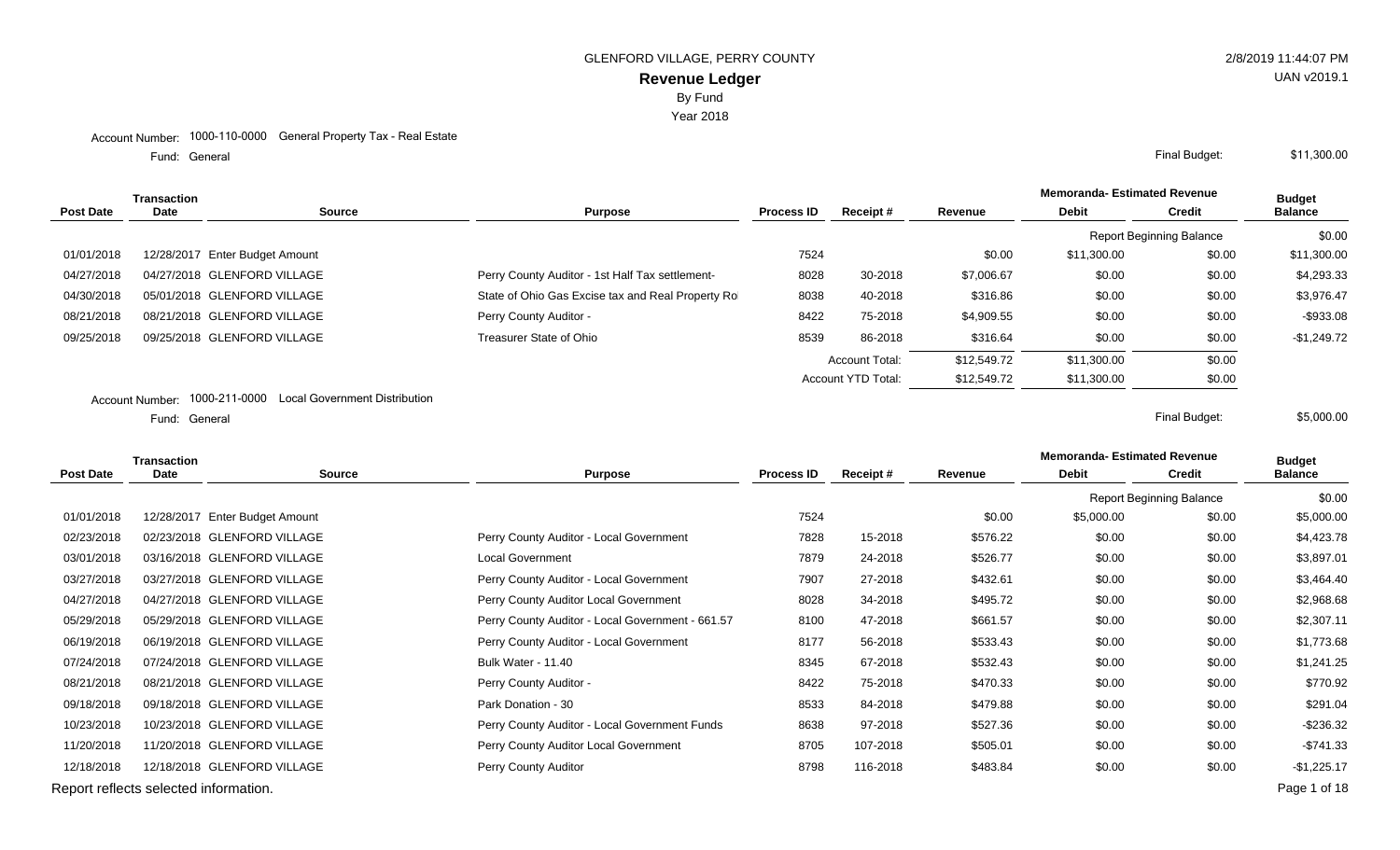GLENFORD VILLAGE, PERRY COUNTY

# Revenue Ledger

By Fund

Year 2018

2/8/2019 11:44:07 PM

UAN v2019.1

Account Number: 1000-110-0000 General Property Tax - Real Estate

Fund: General

Final Budget: $11,300.00

| Post Date | Transaction Date | Source | Purpose | Process ID | Receipt # | Revenue | Memoranda- Estimated Revenue Debit | Memoranda- Estimated Revenue Credit | Budget Balance |
|---|---|---|---|---|---|---|---|---|---|
| | | | | | | | Report Beginning Balance | | $0.00 |
| 01/01/2018 | 12/28/2017 | Enter Budget Amount | | 7524 | | $0.00 | $11,300.00 | $0.00 | $11,300.00 |
| 04/27/2018 | 04/27/2018 | GLENFORD VILLAGE | Perry County Auditor - 1st Half Tax settlement- | 8028 | 30-2018 | $7,006.67 | $0.00 | $0.00 | $4,293.33 |
| 04/30/2018 | 05/01/2018 | GLENFORD VILLAGE | State of Ohio Gas Excise tax and Real Property Ro | 8038 | 40-2018 | $316.86 | $0.00 | $0.00 | $3,976.47 |
| 08/21/2018 | 08/21/2018 | GLENFORD VILLAGE | Perry County Auditor - | 8422 | 75-2018 | $4,909.55 | $0.00 | $0.00 | -$933.08 |
| 09/25/2018 | 09/25/2018 | GLENFORD VILLAGE | Treasurer State of Ohio | 8539 | 86-2018 | $316.64 | $0.00 | $0.00 | -$1,249.72 |
| | | | | | Account Total: | $12,549.72 | $11,300.00 | $0.00 | |
| | | | | | Account YTD Total: | $12,549.72 | $11,300.00 | $0.00 | |

Account Number: 1000-211-0000 Local Government Distribution

Fund: General

Final Budget: $5,000.00

| Post Date | Transaction Date | Source | Purpose | Process ID | Receipt # | Revenue | Memoranda- Estimated Revenue Debit | Memoranda- Estimated Revenue Credit | Budget Balance |
|---|---|---|---|---|---|---|---|---|---|
| | | | | | | | Report Beginning Balance | | $0.00 |
| 01/01/2018 | 12/28/2017 | Enter Budget Amount | | 7524 | | $0.00 | $5,000.00 | $0.00 | $5,000.00 |
| 02/23/2018 | 02/23/2018 | GLENFORD VILLAGE | Perry County Auditor - Local Government | 7828 | 15-2018 | $576.22 | $0.00 | $0.00 | $4,423.78 |
| 03/01/2018 | 03/16/2018 | GLENFORD VILLAGE | Local Government | 7879 | 24-2018 | $526.77 | $0.00 | $0.00 | $3,897.01 |
| 03/27/2018 | 03/27/2018 | GLENFORD VILLAGE | Perry County Auditor - Local Government | 7907 | 27-2018 | $432.61 | $0.00 | $0.00 | $3,464.40 |
| 04/27/2018 | 04/27/2018 | GLENFORD VILLAGE | Perry County Auditor Local Government | 8028 | 34-2018 | $495.72 | $0.00 | $0.00 | $2,968.68 |
| 05/29/2018 | 05/29/2018 | GLENFORD VILLAGE | Perry County Auditor - Local Government - 661.57 | 8100 | 47-2018 | $661.57 | $0.00 | $0.00 | $2,307.11 |
| 06/19/2018 | 06/19/2018 | GLENFORD VILLAGE | Perry County Auditor - Local Government | 8177 | 56-2018 | $533.43 | $0.00 | $0.00 | $1,773.68 |
| 07/24/2018 | 07/24/2018 | GLENFORD VILLAGE | Bulk Water - 11.40 | 8345 | 67-2018 | $532.43 | $0.00 | $0.00 | $1,241.25 |
| 08/21/2018 | 08/21/2018 | GLENFORD VILLAGE | Perry County Auditor - | 8422 | 75-2018 | $470.33 | $0.00 | $0.00 | $770.92 |
| 09/18/2018 | 09/18/2018 | GLENFORD VILLAGE | Park Donation - 30 | 8533 | 84-2018 | $479.88 | $0.00 | $0.00 | $291.04 |
| 10/23/2018 | 10/23/2018 | GLENFORD VILLAGE | Perry County Auditor - Local Government Funds | 8638 | 97-2018 | $527.36 | $0.00 | $0.00 | -$236.32 |
| 11/20/2018 | 11/20/2018 | GLENFORD VILLAGE | Perry County Auditor Local Government | 8705 | 107-2018 | $505.01 | $0.00 | $0.00 | -$741.33 |
| 12/18/2018 | 12/18/2018 | GLENFORD VILLAGE | Perry County Auditor | 8798 | 116-2018 | $483.84 | $0.00 | $0.00 | -$1,225.17 |

Report reflects selected information.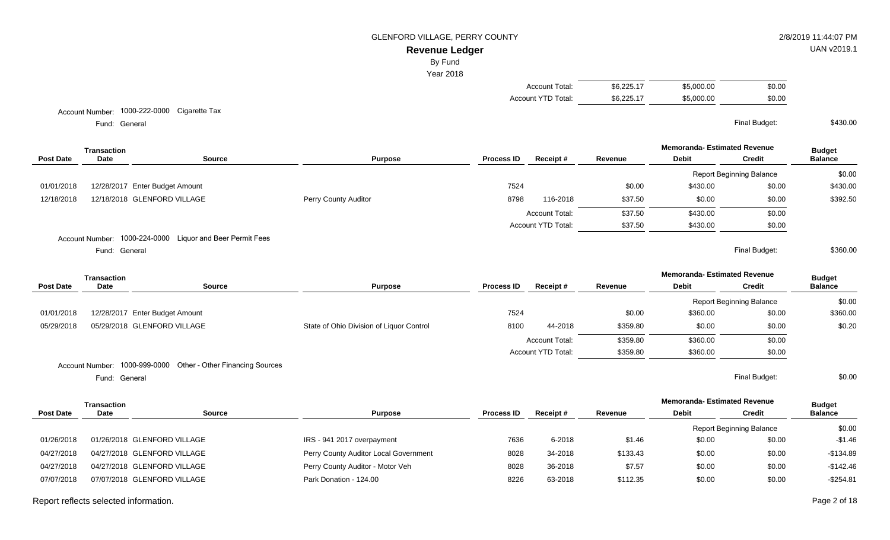GLENFORD VILLAGE, PERRY COUNTY

**Revenue Ledger**

By Fund

Year 2018

| | | | |
|---|---|---|---|
| Account Total: | $6,225.17 | $5,000.00 | $0.00 |
| Account YTD Total: | $6,225.17 | $5,000.00 | $0.00 |

Account Number: 1000-222-0000 Cigarette Tax

Fund: General

Final Budget: $430.00

| Post Date | Transaction Date | Source | Purpose | Process ID | Receipt # | Revenue | Memoranda- Estimated Revenue Debit | Memoranda- Estimated Revenue Credit | Budget Balance |
|---|---|---|---|---|---|---|---|---|---|
| | | | | | | | Report Beginning Balance | | $0.00 |
| 01/01/2018 | 12/28/2017 | Enter Budget Amount | | 7524 | | $0.00 | $430.00 | $0.00 | $430.00 |
| 12/18/2018 | 12/18/2018 | GLENFORD VILLAGE | Perry County Auditor | 8798 | 116-2018 | $37.50 | $0.00 | $0.00 | $392.50 |
| | | | | | Account Total: | $37.50 | $430.00 | $0.00 | |
| | | | | | Account YTD Total: | $37.50 | $430.00 | $0.00 | |

Account Number: 1000-224-0000 Liquor and Beer Permit Fees

Fund: General

Final Budget: $360.00

| Post Date | Transaction Date | Source | Purpose | Process ID | Receipt # | Revenue | Memoranda- Estimated Revenue Debit | Memoranda- Estimated Revenue Credit | Budget Balance |
|---|---|---|---|---|---|---|---|---|---|
| | | | | | | | Report Beginning Balance | | $0.00 |
| 01/01/2018 | 12/28/2017 | Enter Budget Amount | | 7524 | | $0.00 | $360.00 | $0.00 | $360.00 |
| 05/29/2018 | 05/29/2018 | GLENFORD VILLAGE | State of Ohio Division of Liquor Control | 8100 | 44-2018 | $359.80 | $0.00 | $0.00 | $0.20 |
| | | | | | Account Total: | $359.80 | $360.00 | $0.00 | |
| | | | | | Account YTD Total: | $359.80 | $360.00 | $0.00 | |

Account Number: 1000-999-0000 Other - Other Financing Sources

Fund: General

Final Budget: $0.00

| Post Date | Transaction Date | Source | Purpose | Process ID | Receipt # | Revenue | Memoranda- Estimated Revenue Debit | Memoranda- Estimated Revenue Credit | Budget Balance |
|---|---|---|---|---|---|---|---|---|---|
| | | | | | | | Report Beginning Balance | | $0.00 |
| 01/26/2018 | 01/26/2018 | GLENFORD VILLAGE | IRS - 941 2017 overpayment | 7636 | 6-2018 | $1.46 | $0.00 | $0.00 | -$1.46 |
| 04/27/2018 | 04/27/2018 | GLENFORD VILLAGE | Perry County Auditor Local Government | 8028 | 34-2018 | $133.43 | $0.00 | $0.00 | -$134.89 |
| 04/27/2018 | 04/27/2018 | GLENFORD VILLAGE | Perry County Auditor - Motor Veh | 8028 | 36-2018 | $7.57 | $0.00 | $0.00 | -$142.46 |
| 07/07/2018 | 07/07/2018 | GLENFORD VILLAGE | Park Donation - 124.00 | 8226 | 63-2018 | $112.35 | $0.00 | $0.00 | -$254.81 |

Report reflects selected information.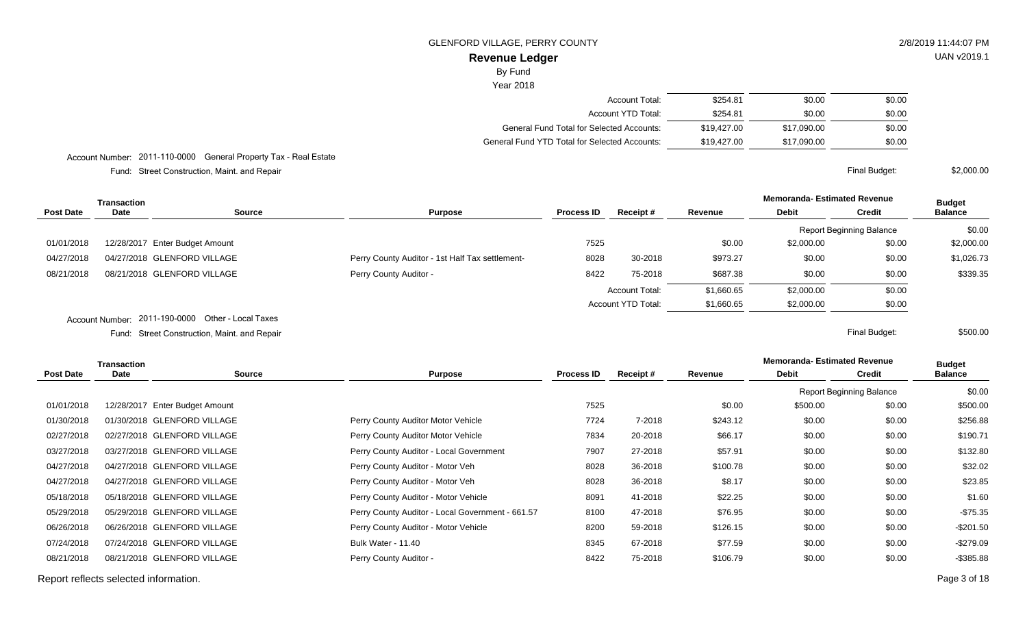| | Revenue | Debit | Credit |
|---|---|---|---|
| Account Total: | $254.81 | $0.00 | $0.00 |
| Account YTD Total: | $254.81 | $0.00 | $0.00 |
| General Fund Total for Selected Accounts: | $19,427.00 | $17,090.00 | $0.00 |
| General Fund YTD Total for Selected Accounts: | $19,427.00 | $17,090.00 | $0.00 |

Account Number: 2011-110-0000 General Property Tax - Real Estate

Fund: Street Construction, Maint. and Repair

Final Budget: $2,000.00

| Post Date | Transaction Date | Source | Purpose | Process ID | Receipt # | Revenue | Memoranda- Estimated Revenue Debit | Credit | Budget Balance |
|---|---|---|---|---|---|---|---|---|---|
| | | | | | | | Report Beginning Balance | | $0.00 |
| 01/01/2018 | 12/28/2017 | Enter Budget Amount | | 7525 | | $0.00 | $2,000.00 | $0.00 | $2,000.00 |
| 04/27/2018 | 04/27/2018 | GLENFORD VILLAGE | Perry County Auditor - 1st Half Tax settlement- | 8028 | 30-2018 | $973.27 | $0.00 | $0.00 | $1,026.73 |
| 08/21/2018 | 08/21/2018 | GLENFORD VILLAGE | Perry County Auditor - | 8422 | 75-2018 | $687.38 | $0.00 | $0.00 | $339.35 |
| | | | | | Account Total: | $1,660.65 | $2,000.00 | $0.00 | |
| | | | | | Account YTD Total: | $1,660.65 | $2,000.00 | $0.00 | |

Account Number: 2011-190-0000 Other - Local Taxes

Fund: Street Construction, Maint. and Repair

Final Budget: $500.00

| Post Date | Transaction Date | Source | Purpose | Process ID | Receipt # | Revenue | Memoranda- Estimated Revenue Debit | Credit | Budget Balance |
|---|---|---|---|---|---|---|---|---|---|
| | | | | | | | Report Beginning Balance | | $0.00 |
| 01/01/2018 | 12/28/2017 | Enter Budget Amount | | 7525 | | $0.00 | $500.00 | $0.00 | $500.00 |
| 01/30/2018 | 01/30/2018 | GLENFORD VILLAGE | Perry County Auditor Motor Vehicle | 7724 | 7-2018 | $243.12 | $0.00 | $0.00 | $256.88 |
| 02/27/2018 | 02/27/2018 | GLENFORD VILLAGE | Perry County Auditor Motor Vehicle | 7834 | 20-2018 | $66.17 | $0.00 | $0.00 | $190.71 |
| 03/27/2018 | 03/27/2018 | GLENFORD VILLAGE | Perry County Auditor - Local Government | 7907 | 27-2018 | $57.91 | $0.00 | $0.00 | $132.80 |
| 04/27/2018 | 04/27/2018 | GLENFORD VILLAGE | Perry County Auditor - Motor Veh | 8028 | 36-2018 | $100.78 | $0.00 | $0.00 | $32.02 |
| 04/27/2018 | 04/27/2018 | GLENFORD VILLAGE | Perry County Auditor - Motor Veh | 8028 | 36-2018 | $8.17 | $0.00 | $0.00 | $23.85 |
| 05/18/2018 | 05/18/2018 | GLENFORD VILLAGE | Perry County Auditor - Motor Vehicle | 8091 | 41-2018 | $22.25 | $0.00 | $0.00 | $1.60 |
| 05/29/2018 | 05/29/2018 | GLENFORD VILLAGE | Perry County Auditor - Local Government - 661.57 | 8100 | 47-2018 | $76.95 | $0.00 | $0.00 | -$75.35 |
| 06/26/2018 | 06/26/2018 | GLENFORD VILLAGE | Perry County Auditor - Motor Vehicle | 8200 | 59-2018 | $126.15 | $0.00 | $0.00 | -$201.50 |
| 07/24/2018 | 07/24/2018 | GLENFORD VILLAGE | Bulk Water - 11.40 | 8345 | 67-2018 | $77.59 | $0.00 | $0.00 | -$279.09 |
| 08/21/2018 | 08/21/2018 | GLENFORD VILLAGE | Perry County Auditor - | 8422 | 75-2018 | $106.79 | $0.00 | $0.00 | -$385.88 |

Report reflects selected information.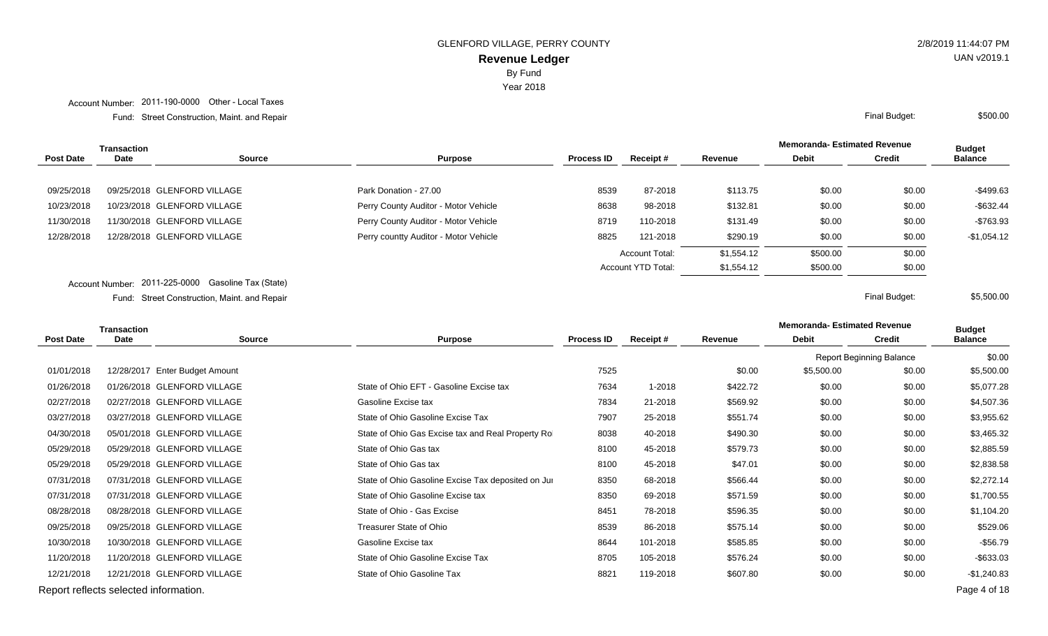GLENFORD VILLAGE, PERRY COUNTY

# Revenue Ledger

By Fund

Year 2018

Account Number: 2011-190-0000 Other - Local Taxes

Fund: Street Construction, Maint. and Repair

Final Budget: $500.00

| Post Date | Transaction Date | Source | Purpose | Process ID | Receipt # | Revenue | Memoranda- Estimated Revenue Debit | Memoranda- Estimated Revenue Credit | Budget Balance |
|---|---|---|---|---|---|---|---|---|---|
| 09/25/2018 | 09/25/2018 | GLENFORD VILLAGE | Park Donation - 27.00 | 8539 | 87-2018 | $113.75 | $0.00 | $0.00 | -$499.63 |
| 10/23/2018 | 10/23/2018 | GLENFORD VILLAGE | Perry County Auditor - Motor Vehicle | 8638 | 98-2018 | $132.81 | $0.00 | $0.00 | -$632.44 |
| 11/30/2018 | 11/30/2018 | GLENFORD VILLAGE | Perry County Auditor - Motor Vehicle | 8719 | 110-2018 | $131.49 | $0.00 | $0.00 | -$763.93 |
| 12/28/2018 | 12/28/2018 | GLENFORD VILLAGE | Perry countty Auditor - Motor Vehicle | 8825 | 121-2018 | $290.19 | $0.00 | $0.00 | -$1,054.12 |
| | | | | | Account Total: | $1,554.12 | $500.00 | $0.00 | |
| | | | | | Account YTD Total: | $1,554.12 | $500.00 | $0.00 | |

Account Number: 2011-225-0000 Gasoline Tax (State)

Fund: Street Construction, Maint. and Repair

Final Budget: $5,500.00

| Post Date | Transaction Date | Source | Purpose | Process ID | Receipt # | Revenue | Memoranda- Estimated Revenue Debit | Memoranda- Estimated Revenue Credit | Budget Balance |
|---|---|---|---|---|---|---|---|---|---|
| | | | | | | | Report Beginning Balance | | $0.00 |
| 01/01/2018 | 12/28/2017 | Enter Budget Amount | | 7525 | | $0.00 | $5,500.00 | $0.00 | $5,500.00 |
| 01/26/2018 | 01/26/2018 | GLENFORD VILLAGE | State of Ohio EFT - Gasoline Excise tax | 7634 | 1-2018 | $422.72 | $0.00 | $0.00 | $5,077.28 |
| 02/27/2018 | 02/27/2018 | GLENFORD VILLAGE | Gasoline Excise tax | 7834 | 21-2018 | $569.92 | $0.00 | $0.00 | $4,507.36 |
| 03/27/2018 | 03/27/2018 | GLENFORD VILLAGE | State of Ohio Gasoline Excise Tax | 7907 | 25-2018 | $551.74 | $0.00 | $0.00 | $3,955.62 |
| 04/30/2018 | 05/01/2018 | GLENFORD VILLAGE | State of Ohio Gas Excise tax and Real Property Ro | 8038 | 40-2018 | $490.30 | $0.00 | $0.00 | $3,465.32 |
| 05/29/2018 | 05/29/2018 | GLENFORD VILLAGE | State of Ohio Gas tax | 8100 | 45-2018 | $579.73 | $0.00 | $0.00 | $2,885.59 |
| 05/29/2018 | 05/29/2018 | GLENFORD VILLAGE | State of Ohio Gas tax | 8100 | 45-2018 | $47.01 | $0.00 | $0.00 | $2,838.58 |
| 07/31/2018 | 07/31/2018 | GLENFORD VILLAGE | State of Ohio Gasoline Excise Tax deposited on Ju | 8350 | 68-2018 | $566.44 | $0.00 | $0.00 | $2,272.14 |
| 07/31/2018 | 07/31/2018 | GLENFORD VILLAGE | State of Ohio Gasoline Excise tax | 8350 | 69-2018 | $571.59 | $0.00 | $0.00 | $1,700.55 |
| 08/28/2018 | 08/28/2018 | GLENFORD VILLAGE | State of Ohio - Gas Excise | 8451 | 78-2018 | $596.35 | $0.00 | $0.00 | $1,104.20 |
| 09/25/2018 | 09/25/2018 | GLENFORD VILLAGE | Treasurer State of Ohio | 8539 | 86-2018 | $575.14 | $0.00 | $0.00 | $529.06 |
| 10/30/2018 | 10/30/2018 | GLENFORD VILLAGE | Gasoline Excise tax | 8644 | 101-2018 | $585.85 | $0.00 | $0.00 | -$56.79 |
| 11/20/2018 | 11/20/2018 | GLENFORD VILLAGE | State of Ohio Gasoline Excise Tax | 8705 | 105-2018 | $576.24 | $0.00 | $0.00 | -$633.03 |
| 12/21/2018 | 12/21/2018 | GLENFORD VILLAGE | State of Ohio Gasoline Tax | 8821 | 119-2018 | $607.80 | $0.00 | $0.00 | -$1,240.83 |

Report reflects selected information.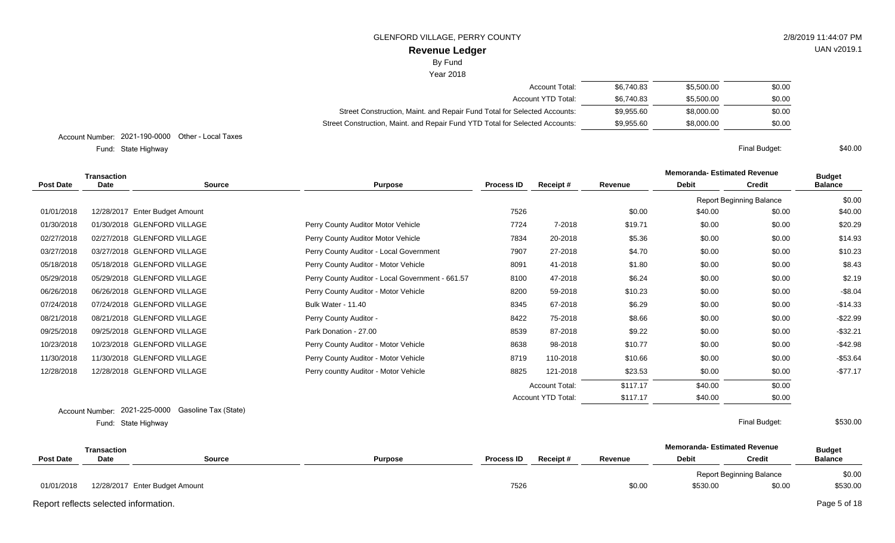GLENFORD VILLAGE, PERRY COUNTY

# Revenue Ledger

By Fund

Year 2018

| | | | |
|---|---|---|---|
| Account Total: | $6,740.83 | $5,500.00 | $0.00 |
| Account YTD Total: | $6,740.83 | $5,500.00 | $0.00 |
| Street Construction, Maint. and Repair Fund Total for Selected Accounts: | $9,955.60 | $8,000.00 | $0.00 |
| Street Construction, Maint. and Repair Fund YTD Total for Selected Accounts: | $9,955.60 | $8,000.00 | $0.00 |

Account Number: 2021-190-0000 Other - Local Taxes

Fund: State Highway

Final Budget: $40.00

| Post Date | Transaction Date | Source | Purpose | Process ID | Receipt # | Revenue | Memoranda- Estimated Revenue Debit | Memoranda- Estimated Revenue Credit | Budget Balance |
|---|---|---|---|---|---|---|---|---|---|
| | | | | | | | Report Beginning Balance | | $0.00 |
| 01/01/2018 | 12/28/2017 | Enter Budget Amount | | 7526 | | $0.00 | $40.00 | $0.00 | $40.00 |
| 01/30/2018 | 01/30/2018 | GLENFORD VILLAGE | Perry County Auditor Motor Vehicle | 7724 | 7-2018 | $19.71 | $0.00 | $0.00 | $20.29 |
| 02/27/2018 | 02/27/2018 | GLENFORD VILLAGE | Perry County Auditor Motor Vehicle | 7834 | 20-2018 | $5.36 | $0.00 | $0.00 | $14.93 |
| 03/27/2018 | 03/27/2018 | GLENFORD VILLAGE | Perry County Auditor - Local Government | 7907 | 27-2018 | $4.70 | $0.00 | $0.00 | $10.23 |
| 05/18/2018 | 05/18/2018 | GLENFORD VILLAGE | Perry County Auditor - Motor Vehicle | 8091 | 41-2018 | $1.80 | $0.00 | $0.00 | $8.43 |
| 05/29/2018 | 05/29/2018 | GLENFORD VILLAGE | Perry County Auditor - Local Government - 661.57 | 8100 | 47-2018 | $6.24 | $0.00 | $0.00 | $2.19 |
| 06/26/2018 | 06/26/2018 | GLENFORD VILLAGE | Perry County Auditor - Motor Vehicle | 8200 | 59-2018 | $10.23 | $0.00 | $0.00 | -$8.04 |
| 07/24/2018 | 07/24/2018 | GLENFORD VILLAGE | Bulk Water - 11.40 | 8345 | 67-2018 | $6.29 | $0.00 | $0.00 | -$14.33 |
| 08/21/2018 | 08/21/2018 | GLENFORD VILLAGE | Perry County Auditor - | 8422 | 75-2018 | $8.66 | $0.00 | $0.00 | -$22.99 |
| 09/25/2018 | 09/25/2018 | GLENFORD VILLAGE | Park Donation - 27.00 | 8539 | 87-2018 | $9.22 | $0.00 | $0.00 | -$32.21 |
| 10/23/2018 | 10/23/2018 | GLENFORD VILLAGE | Perry County Auditor - Motor Vehicle | 8638 | 98-2018 | $10.77 | $0.00 | $0.00 | -$42.98 |
| 11/30/2018 | 11/30/2018 | GLENFORD VILLAGE | Perry County Auditor - Motor Vehicle | 8719 | 110-2018 | $10.66 | $0.00 | $0.00 | -$53.64 |
| 12/28/2018 | 12/28/2018 | GLENFORD VILLAGE | Perry countty Auditor - Motor Vehicle | 8825 | 121-2018 | $23.53 | $0.00 | $0.00 | -$77.17 |
| | | | | | Account Total: | $117.17 | $40.00 | $0.00 | |
| | | | | | Account YTD Total: | $117.17 | $40.00 | $0.00 | |

Account Number: 2021-225-0000 Gasoline Tax (State)

Fund: State Highway

Final Budget: $530.00

| Post Date | Transaction Date | Source | Purpose | Process ID | Receipt # | Revenue | Memoranda- Estimated Revenue Debit | Memoranda- Estimated Revenue Credit | Budget Balance |
|---|---|---|---|---|---|---|---|---|---|
| | | | | | | | Report Beginning Balance | | $0.00 |
| 01/01/2018 | 12/28/2017 | Enter Budget Amount | | 7526 | | $0.00 | $530.00 | $0.00 | $530.00 |

Report reflects selected information.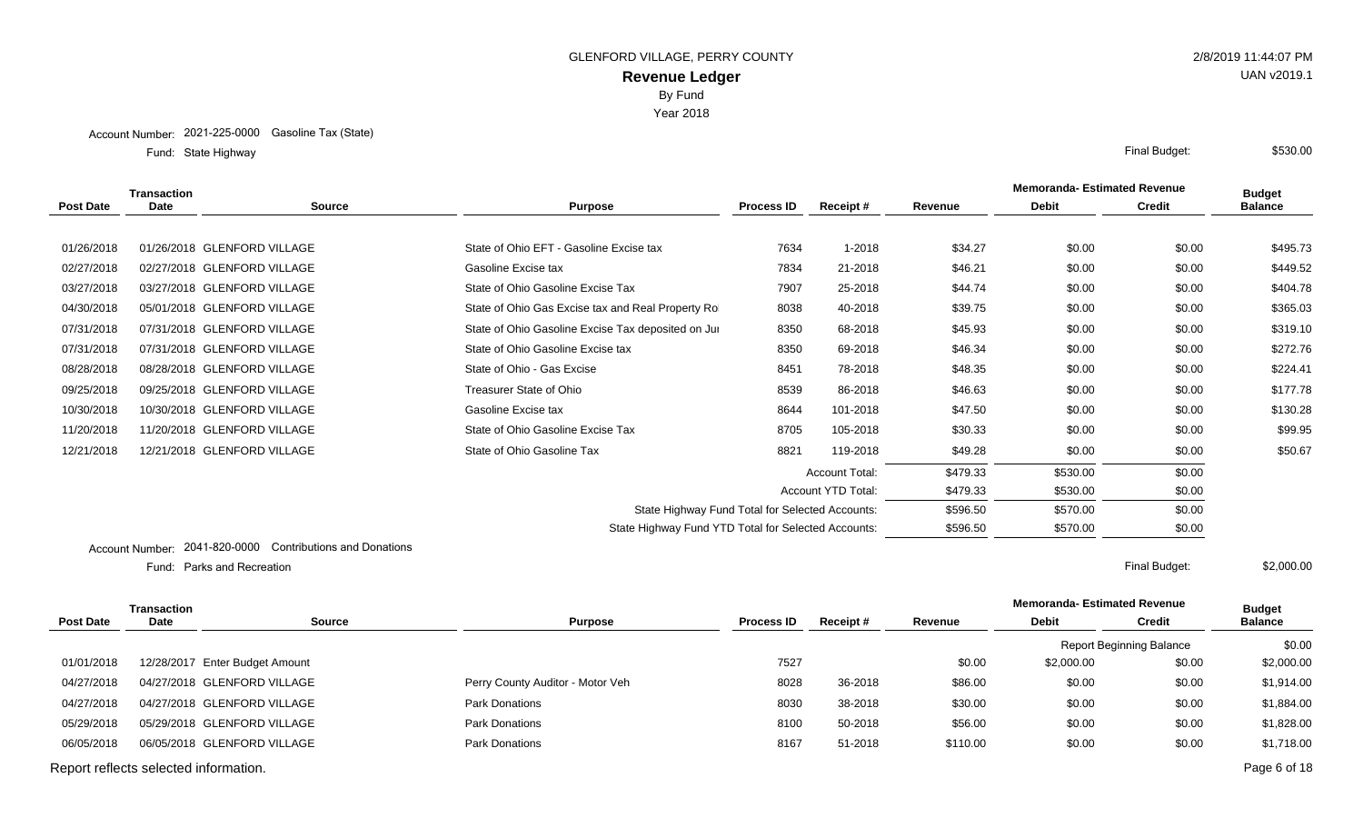GLENFORD VILLAGE, PERRY COUNTY

# Revenue Ledger

By Fund

Year 2018

2/8/2019 11:44:07 PM

UAN v2019.1

Account Number: 2021-225-0000 Gasoline Tax (State)

Fund: State Highway

Final Budget: $530.00

| Post Date | Transaction Date | Source | Purpose | Process ID | Receipt # | Revenue | Memoranda- Estimated Revenue Debit | Memoranda- Estimated Revenue Credit | Budget Balance |
|---|---|---|---|---|---|---|---|---|---|
| 01/26/2018 | 01/26/2018 | GLENFORD VILLAGE | State of Ohio EFT - Gasoline Excise tax | 7634 | 1-2018 | $34.27 | $0.00 | $0.00 | $495.73 |
| 02/27/2018 | 02/27/2018 | GLENFORD VILLAGE | Gasoline Excise tax | 7834 | 21-2018 | $46.21 | $0.00 | $0.00 | $449.52 |
| 03/27/2018 | 03/27/2018 | GLENFORD VILLAGE | State of Ohio Gasoline Excise Tax | 7907 | 25-2018 | $44.74 | $0.00 | $0.00 | $404.78 |
| 04/30/2018 | 05/01/2018 | GLENFORD VILLAGE | State of Ohio Gas Excise tax and Real Property Ro | 8038 | 40-2018 | $39.75 | $0.00 | $0.00 | $365.03 |
| 07/31/2018 | 07/31/2018 | GLENFORD VILLAGE | State of Ohio Gasoline Excise Tax deposited on Jur | 8350 | 68-2018 | $45.93 | $0.00 | $0.00 | $319.10 |
| 07/31/2018 | 07/31/2018 | GLENFORD VILLAGE | State of Ohio Gasoline Excise tax | 8350 | 69-2018 | $46.34 | $0.00 | $0.00 | $272.76 |
| 08/28/2018 | 08/28/2018 | GLENFORD VILLAGE | State of Ohio - Gas Excise | 8451 | 78-2018 | $48.35 | $0.00 | $0.00 | $224.41 |
| 09/25/2018 | 09/25/2018 | GLENFORD VILLAGE | Treasurer State of Ohio | 8539 | 86-2018 | $46.63 | $0.00 | $0.00 | $177.78 |
| 10/30/2018 | 10/30/2018 | GLENFORD VILLAGE | Gasoline Excise tax | 8644 | 101-2018 | $47.50 | $0.00 | $0.00 | $130.28 |
| 11/20/2018 | 11/20/2018 | GLENFORD VILLAGE | State of Ohio Gasoline Excise Tax | 8705 | 105-2018 | $30.33 | $0.00 | $0.00 | $99.95 |
| 12/21/2018 | 12/21/2018 | GLENFORD VILLAGE | State of Ohio Gasoline Tax | 8821 | 119-2018 | $49.28 | $0.00 | $0.00 | $50.67 |
| | | | | | Account Total: | $479.33 | $530.00 | $0.00 | |
| | | | | | Account YTD Total: | $479.33 | $530.00 | $0.00 | |
| | | | State Highway Fund Total for Selected Accounts: | | | $596.50 | $570.00 | $0.00 | |
| | | | State Highway Fund YTD Total for Selected Accounts: | | | $596.50 | $570.00 | $0.00 | |

Account Number: 2041-820-0000 Contributions and Donations

Fund: Parks and Recreation

Final Budget: $2,000.00

| Post Date | Transaction Date | Source | Purpose | Process ID | Receipt # | Revenue | Memoranda- Estimated Revenue Debit | Memoranda- Estimated Revenue Credit | Budget Balance |
|---|---|---|---|---|---|---|---|---|---|
| | | | | | | | Report Beginning Balance | | $0.00 |
| 01/01/2018 | 12/28/2017 | Enter Budget Amount | | 7527 | | $0.00 | $2,000.00 | $0.00 | $2,000.00 |
| 04/27/2018 | 04/27/2018 | GLENFORD VILLAGE | Perry County Auditor - Motor Veh | 8028 | 36-2018 | $86.00 | $0.00 | $0.00 | $1,914.00 |
| 04/27/2018 | 04/27/2018 | GLENFORD VILLAGE | Park Donations | 8030 | 38-2018 | $30.00 | $0.00 | $0.00 | $1,884.00 |
| 05/29/2018 | 05/29/2018 | GLENFORD VILLAGE | Park Donations | 8100 | 50-2018 | $56.00 | $0.00 | $0.00 | $1,828.00 |
| 06/05/2018 | 06/05/2018 | GLENFORD VILLAGE | Park Donations | 8167 | 51-2018 | $110.00 | $0.00 | $0.00 | $1,718.00 |

Report reflects selected information.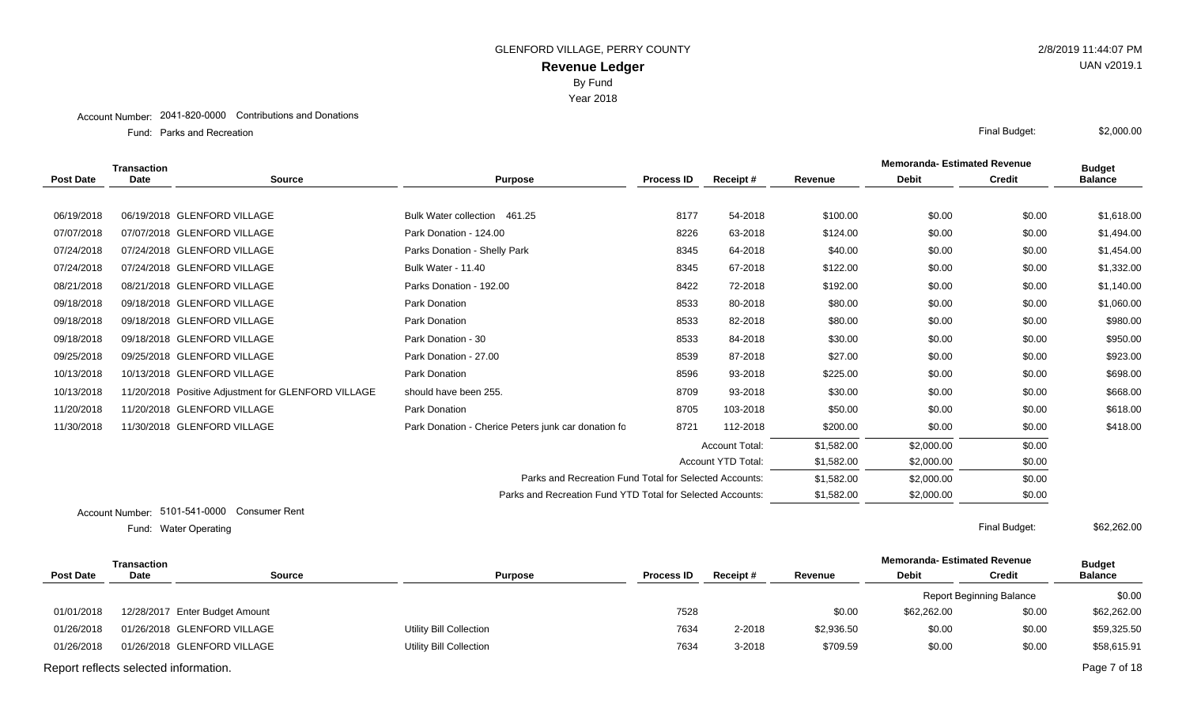GLENFORD VILLAGE, PERRY COUNTY

**Revenue Ledger**

By Fund

Year 2018

2/8/2019 11:44:07 PM

UAN v2019.1

Account Number: 2041-820-0000 Contributions and Donations

Fund: Parks and Recreation

Final Budget: $2,000.00

| Post Date | Transaction Date | Source | Purpose | Process ID | Receipt # | Revenue | Memoranda- Estimated Revenue Debit | Memoranda- Estimated Revenue Credit | Budget Balance |
|---|---|---|---|---|---|---|---|---|---|
| 06/19/2018 | 06/19/2018 | GLENFORD VILLAGE | Bulk Water collection 461.25 | 8177 | 54-2018 | $100.00 | $0.00 | $0.00 | $1,618.00 |
| 07/07/2018 | 07/07/2018 | GLENFORD VILLAGE | Park Donation - 124.00 | 8226 | 63-2018 | $124.00 | $0.00 | $0.00 | $1,494.00 |
| 07/24/2018 | 07/24/2018 | GLENFORD VILLAGE | Parks Donation - Shelly Park | 8345 | 64-2018 | $40.00 | $0.00 | $0.00 | $1,454.00 |
| 07/24/2018 | 07/24/2018 | GLENFORD VILLAGE | Bulk Water - 11.40 | 8345 | 67-2018 | $122.00 | $0.00 | $0.00 | $1,332.00 |
| 08/21/2018 | 08/21/2018 | GLENFORD VILLAGE | Parks Donation - 192.00 | 8422 | 72-2018 | $192.00 | $0.00 | $0.00 | $1,140.00 |
| 09/18/2018 | 09/18/2018 | GLENFORD VILLAGE | Park Donation | 8533 | 80-2018 | $80.00 | $0.00 | $0.00 | $1,060.00 |
| 09/18/2018 | 09/18/2018 | GLENFORD VILLAGE | Park Donation | 8533 | 82-2018 | $80.00 | $0.00 | $0.00 | $980.00 |
| 09/18/2018 | 09/18/2018 | GLENFORD VILLAGE | Park Donation - 30 | 8533 | 84-2018 | $30.00 | $0.00 | $0.00 | $950.00 |
| 09/25/2018 | 09/25/2018 | GLENFORD VILLAGE | Park Donation - 27.00 | 8539 | 87-2018 | $27.00 | $0.00 | $0.00 | $923.00 |
| 10/13/2018 | 10/13/2018 | GLENFORD VILLAGE | Park Donation | 8596 | 93-2018 | $225.00 | $0.00 | $0.00 | $698.00 |
| 10/13/2018 | 11/20/2018 | Positive Adjustment for GLENFORD VILLAGE | should have been 255. | 8709 | 93-2018 | $30.00 | $0.00 | $0.00 | $668.00 |
| 11/20/2018 | 11/20/2018 | GLENFORD VILLAGE | Park Donation | 8705 | 103-2018 | $50.00 | $0.00 | $0.00 | $618.00 |
| 11/30/2018 | 11/30/2018 | GLENFORD VILLAGE | Park Donation - Cherice Peters junk car donation fo | 8721 | 112-2018 | $200.00 | $0.00 | $0.00 | $418.00 |
| | | | | | Account Total: | $1,582.00 | $2,000.00 | $0.00 | |
| | | | | | Account YTD Total: | $1,582.00 | $2,000.00 | $0.00 | |
| | | | Parks and Recreation Fund Total for Selected Accounts: | | | $1,582.00 | $2,000.00 | $0.00 | |
| | | | Parks and Recreation Fund YTD Total for Selected Accounts: | | | $1,582.00 | $2,000.00 | $0.00 | |

Account Number: 5101-541-0000 Consumer Rent

Fund: Water Operating

Final Budget: $62,262.00

| Post Date | Transaction Date | Source | Purpose | Process ID | Receipt # | Revenue | Memoranda- Estimated Revenue Debit | Memoranda- Estimated Revenue Credit | Budget Balance |
|---|---|---|---|---|---|---|---|---|---|
| | | | | | | | Report Beginning Balance | | $0.00 |
| 01/01/2018 | 12/28/2017 | Enter Budget Amount | | 7528 | | $0.00 | $62,262.00 | $0.00 | $62,262.00 |
| 01/26/2018 | 01/26/2018 | GLENFORD VILLAGE | Utility Bill Collection | 7634 | 2-2018 | $2,936.50 | $0.00 | $0.00 | $59,325.50 |
| 01/26/2018 | 01/26/2018 | GLENFORD VILLAGE | Utility Bill Collection | 7634 | 3-2018 | $709.59 | $0.00 | $0.00 | $58,615.91 |

Report reflects selected information.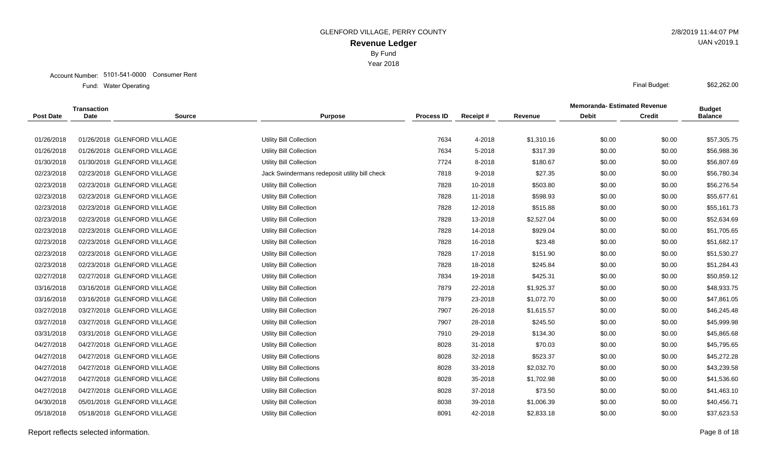GLENFORD VILLAGE, PERRY COUNTY

2/8/2019 11:44:07 PM

**Revenue Ledger**

UAN v2019.1

By Fund

Year 2018

Account Number: 5101-541-0000 Consumer Rent

Fund: Water Operating

Final Budget: $62,262.00

| Post Date | Transaction Date | Source | Purpose | Process ID | Receipt # | Revenue | Memoranda- Estimated Revenue Debit | Memoranda- Estimated Revenue Credit | Budget Balance |
|---|---|---|---|---|---|---|---|---|---|
| 01/26/2018 | 01/26/2018 | GLENFORD VILLAGE | Utility Bill Collection | 7634 | 4-2018 | $1,310.16 | $0.00 | $0.00 | $57,305.75 |
| 01/26/2018 | 01/26/2018 | GLENFORD VILLAGE | Utility Bill Collection | 7634 | 5-2018 | $317.39 | $0.00 | $0.00 | $56,988.36 |
| 01/30/2018 | 01/30/2018 | GLENFORD VILLAGE | Utility Bill Collection | 7724 | 8-2018 | $180.67 | $0.00 | $0.00 | $56,807.69 |
| 02/23/2018 | 02/23/2018 | GLENFORD VILLAGE | Jack Swindermans redeposit utility bill check | 7818 | 9-2018 | $27.35 | $0.00 | $0.00 | $56,780.34 |
| 02/23/2018 | 02/23/2018 | GLENFORD VILLAGE | Utility Bill Collection | 7828 | 10-2018 | $503.80 | $0.00 | $0.00 | $56,276.54 |
| 02/23/2018 | 02/23/2018 | GLENFORD VILLAGE | Utility Bill Collection | 7828 | 11-2018 | $598.93 | $0.00 | $0.00 | $55,677.61 |
| 02/23/2018 | 02/23/2018 | GLENFORD VILLAGE | Utility Bill Collection | 7828 | 12-2018 | $515.88 | $0.00 | $0.00 | $55,161.73 |
| 02/23/2018 | 02/23/2018 | GLENFORD VILLAGE | Utility Bill Collection | 7828 | 13-2018 | $2,527.04 | $0.00 | $0.00 | $52,634.69 |
| 02/23/2018 | 02/23/2018 | GLENFORD VILLAGE | Utility Bill Collection | 7828 | 14-2018 | $929.04 | $0.00 | $0.00 | $51,705.65 |
| 02/23/2018 | 02/23/2018 | GLENFORD VILLAGE | Utility Bill Collection | 7828 | 16-2018 | $23.48 | $0.00 | $0.00 | $51,682.17 |
| 02/23/2018 | 02/23/2018 | GLENFORD VILLAGE | Utility Bill Collection | 7828 | 17-2018 | $151.90 | $0.00 | $0.00 | $51,530.27 |
| 02/23/2018 | 02/23/2018 | GLENFORD VILLAGE | Utility Bill Collection | 7828 | 18-2018 | $245.84 | $0.00 | $0.00 | $51,284.43 |
| 02/27/2018 | 02/27/2018 | GLENFORD VILLAGE | Utility Bill Collection | 7834 | 19-2018 | $425.31 | $0.00 | $0.00 | $50,859.12 |
| 03/16/2018 | 03/16/2018 | GLENFORD VILLAGE | Utility Bill Collection | 7879 | 22-2018 | $1,925.37 | $0.00 | $0.00 | $48,933.75 |
| 03/16/2018 | 03/16/2018 | GLENFORD VILLAGE | Utility Bill Collection | 7879 | 23-2018 | $1,072.70 | $0.00 | $0.00 | $47,861.05 |
| 03/27/2018 | 03/27/2018 | GLENFORD VILLAGE | Utility Bill Collection | 7907 | 26-2018 | $1,615.57 | $0.00 | $0.00 | $46,245.48 |
| 03/27/2018 | 03/27/2018 | GLENFORD VILLAGE | Utility Bill Collection | 7907 | 28-2018 | $245.50 | $0.00 | $0.00 | $45,999.98 |
| 03/31/2018 | 03/31/2018 | GLENFORD VILLAGE | Utility Bill Collection | 7910 | 29-2018 | $134.30 | $0.00 | $0.00 | $45,865.68 |
| 04/27/2018 | 04/27/2018 | GLENFORD VILLAGE | Utility Bill Collection | 8028 | 31-2018 | $70.03 | $0.00 | $0.00 | $45,795.65 |
| 04/27/2018 | 04/27/2018 | GLENFORD VILLAGE | Utility Bill Collections | 8028 | 32-2018 | $523.37 | $0.00 | $0.00 | $45,272.28 |
| 04/27/2018 | 04/27/2018 | GLENFORD VILLAGE | Utility Bill Collections | 8028 | 33-2018 | $2,032.70 | $0.00 | $0.00 | $43,239.58 |
| 04/27/2018 | 04/27/2018 | GLENFORD VILLAGE | Utility Bill Collections | 8028 | 35-2018 | $1,702.98 | $0.00 | $0.00 | $41,536.60 |
| 04/27/2018 | 04/27/2018 | GLENFORD VILLAGE | Utility Bill Collection | 8028 | 37-2018 | $73.50 | $0.00 | $0.00 | $41,463.10 |
| 04/30/2018 | 05/01/2018 | GLENFORD VILLAGE | Utility Bill Collection | 8038 | 39-2018 | $1,006.39 | $0.00 | $0.00 | $40,456.71 |
| 05/18/2018 | 05/18/2018 | GLENFORD VILLAGE | Utility Bill Collection | 8091 | 42-2018 | $2,833.18 | $0.00 | $0.00 | $37,623.53 |

Report reflects selected information.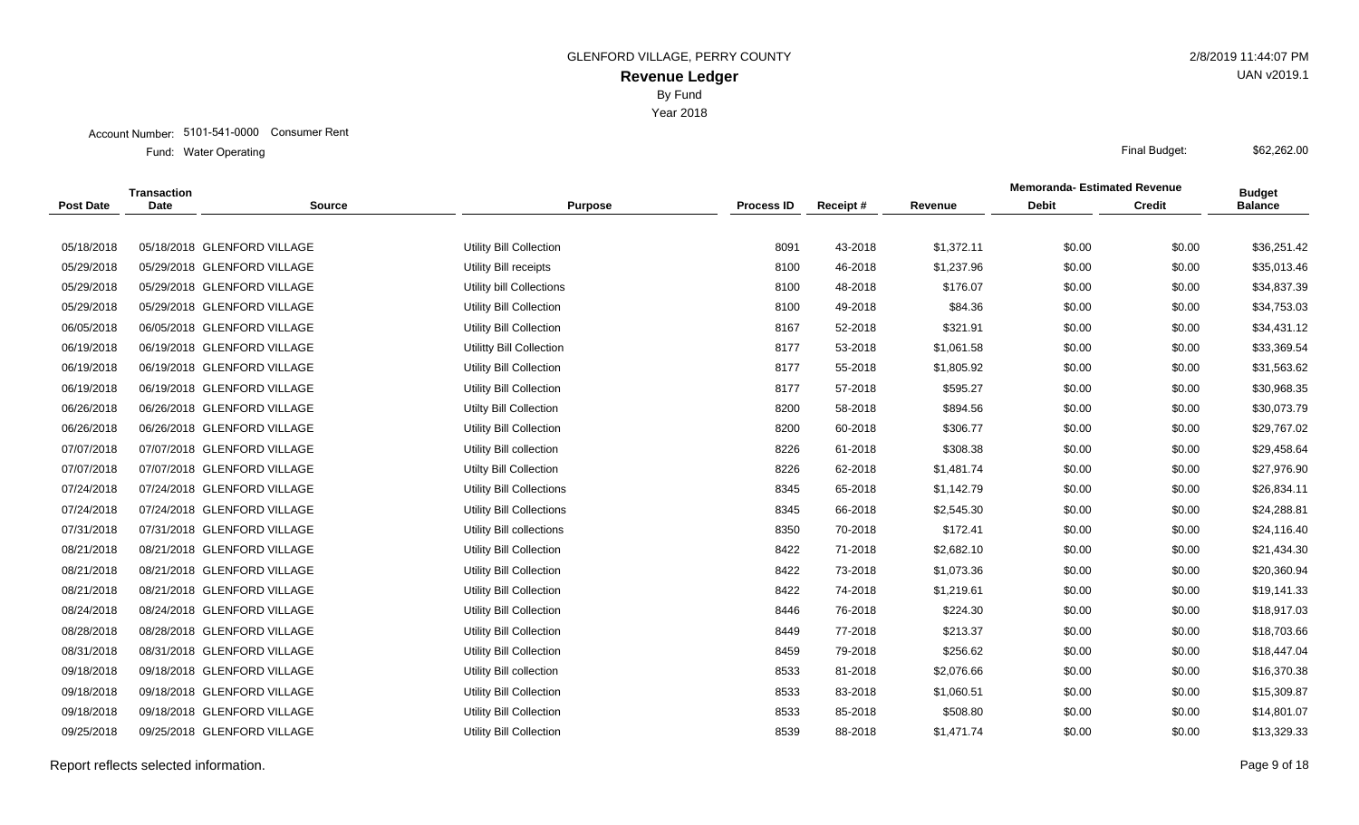GLENFORD VILLAGE, PERRY COUNTY

**Revenue Ledger**

By Fund

Year 2018

2/8/2019 11:44:07 PM

UAN v2019.1

Account Number: 5101-541-0000 Consumer Rent

Fund: Water Operating

Final Budget: $62,262.00

| Post Date | Transaction Date | Source | Purpose | Process ID | Receipt # | Revenue | Memoranda- Estimated Revenue Debit | Memoranda- Estimated Revenue Credit | Budget Balance |
|---|---|---|---|---|---|---|---|---|---|
| 05/18/2018 | 05/18/2018 | GLENFORD VILLAGE | Utility Bill Collection | 8091 | 43-2018 | $1,372.11 | $0.00 | $0.00 | $36,251.42 |
| 05/29/2018 | 05/29/2018 | GLENFORD VILLAGE | Utility Bill receipts | 8100 | 46-2018 | $1,237.96 | $0.00 | $0.00 | $35,013.46 |
| 05/29/2018 | 05/29/2018 | GLENFORD VILLAGE | Utility bill Collections | 8100 | 48-2018 | $176.07 | $0.00 | $0.00 | $34,837.39 |
| 05/29/2018 | 05/29/2018 | GLENFORD VILLAGE | Utility Bill Collection | 8100 | 49-2018 | $84.36 | $0.00 | $0.00 | $34,753.03 |
| 06/05/2018 | 06/05/2018 | GLENFORD VILLAGE | Utility Bill Collection | 8167 | 52-2018 | $321.91 | $0.00 | $0.00 | $34,431.12 |
| 06/19/2018 | 06/19/2018 | GLENFORD VILLAGE | Utilitty Bill Collection | 8177 | 53-2018 | $1,061.58 | $0.00 | $0.00 | $33,369.54 |
| 06/19/2018 | 06/19/2018 | GLENFORD VILLAGE | Utility Bill Collection | 8177 | 55-2018 | $1,805.92 | $0.00 | $0.00 | $31,563.62 |
| 06/19/2018 | 06/19/2018 | GLENFORD VILLAGE | Utility Bill Collection | 8177 | 57-2018 | $595.27 | $0.00 | $0.00 | $30,968.35 |
| 06/26/2018 | 06/26/2018 | GLENFORD VILLAGE | Utilty Bill Collection | 8200 | 58-2018 | $894.56 | $0.00 | $0.00 | $30,073.79 |
| 06/26/2018 | 06/26/2018 | GLENFORD VILLAGE | Utility Bill Collection | 8200 | 60-2018 | $306.77 | $0.00 | $0.00 | $29,767.02 |
| 07/07/2018 | 07/07/2018 | GLENFORD VILLAGE | Utility Bill collection | 8226 | 61-2018 | $308.38 | $0.00 | $0.00 | $29,458.64 |
| 07/07/2018 | 07/07/2018 | GLENFORD VILLAGE | Utilty Bill Collection | 8226 | 62-2018 | $1,481.74 | $0.00 | $0.00 | $27,976.90 |
| 07/24/2018 | 07/24/2018 | GLENFORD VILLAGE | Utility Bill Collections | 8345 | 65-2018 | $1,142.79 | $0.00 | $0.00 | $26,834.11 |
| 07/24/2018 | 07/24/2018 | GLENFORD VILLAGE | Utility Bill Collections | 8345 | 66-2018 | $2,545.30 | $0.00 | $0.00 | $24,288.81 |
| 07/31/2018 | 07/31/2018 | GLENFORD VILLAGE | Utility Bill collections | 8350 | 70-2018 | $172.41 | $0.00 | $0.00 | $24,116.40 |
| 08/21/2018 | 08/21/2018 | GLENFORD VILLAGE | Utility Bill Collection | 8422 | 71-2018 | $2,682.10 | $0.00 | $0.00 | $21,434.30 |
| 08/21/2018 | 08/21/2018 | GLENFORD VILLAGE | Utility Bill Collection | 8422 | 73-2018 | $1,073.36 | $0.00 | $0.00 | $20,360.94 |
| 08/21/2018 | 08/21/2018 | GLENFORD VILLAGE | Utility Bill Collection | 8422 | 74-2018 | $1,219.61 | $0.00 | $0.00 | $19,141.33 |
| 08/24/2018 | 08/24/2018 | GLENFORD VILLAGE | Utility Bill Collection | 8446 | 76-2018 | $224.30 | $0.00 | $0.00 | $18,917.03 |
| 08/28/2018 | 08/28/2018 | GLENFORD VILLAGE | Utility Bill Collection | 8449 | 77-2018 | $213.37 | $0.00 | $0.00 | $18,703.66 |
| 08/31/2018 | 08/31/2018 | GLENFORD VILLAGE | Utility Bill Collection | 8459 | 79-2018 | $256.62 | $0.00 | $0.00 | $18,447.04 |
| 09/18/2018 | 09/18/2018 | GLENFORD VILLAGE | Utility Bill collection | 8533 | 81-2018 | $2,076.66 | $0.00 | $0.00 | $16,370.38 |
| 09/18/2018 | 09/18/2018 | GLENFORD VILLAGE | Utility Bill Collection | 8533 | 83-2018 | $1,060.51 | $0.00 | $0.00 | $15,309.87 |
| 09/18/2018 | 09/18/2018 | GLENFORD VILLAGE | Utility Bill Collection | 8533 | 85-2018 | $508.80 | $0.00 | $0.00 | $14,801.07 |
| 09/25/2018 | 09/25/2018 | GLENFORD VILLAGE | Utility Bill Collection | 8539 | 88-2018 | $1,471.74 | $0.00 | $0.00 | $13,329.33 |

Report reflects selected information.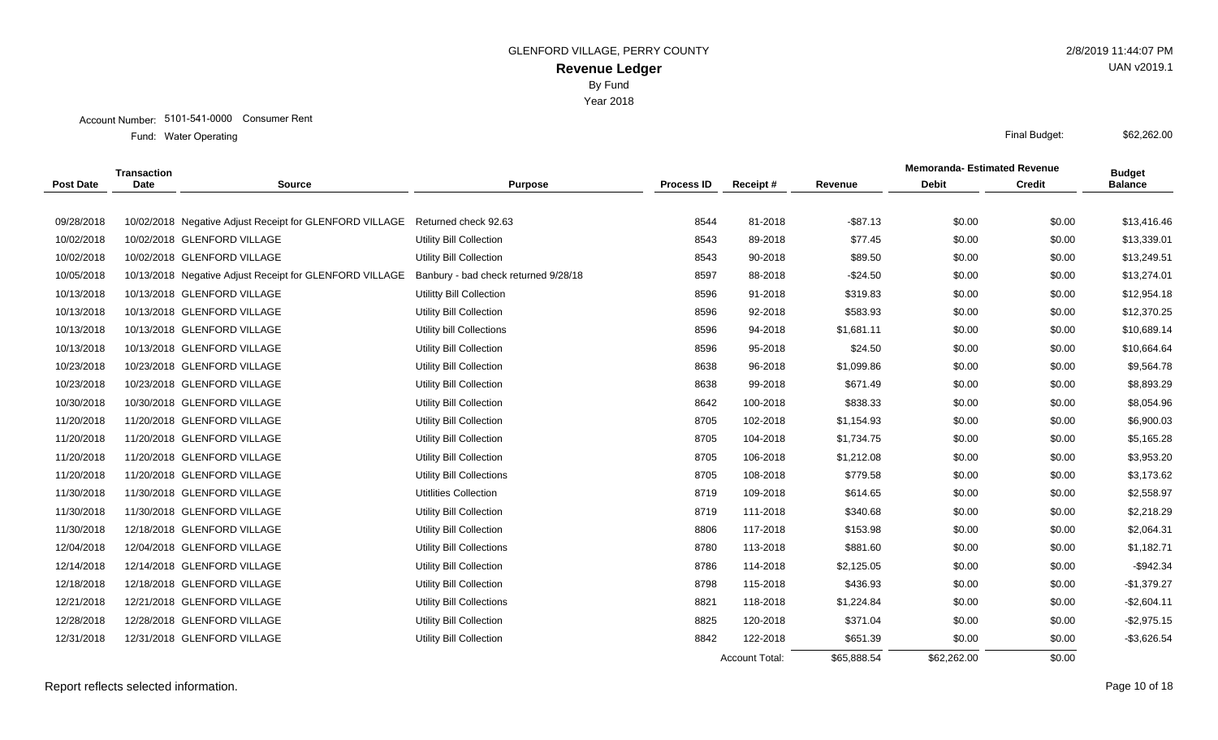GLENFORD VILLAGE, PERRY COUNTY

**Revenue Ledger**

By Fund

Year 2018

2/8/2019 11:44:07 PM

UAN v2019.1

Account Number: 5101-541-0000 Consumer Rent

Fund: Water Operating

Final Budget: $62,262.00

| Post Date | Transaction Date | Source | Purpose | Process ID | Receipt # | Revenue | Memoranda- Estimated Revenue Debit | Credit | Budget Balance |
|---|---|---|---|---|---|---|---|---|---|
| 09/28/2018 | 10/02/2018 | Negative Adjust Receipt for GLENFORD VILLAGE | Returned check 92.63 | 8544 | 81-2018 | -$87.13 | $0.00 | $0.00 | $13,416.46 |
| 10/02/2018 | 10/02/2018 | GLENFORD VILLAGE | Utility Bill Collection | 8543 | 89-2018 | $77.45 | $0.00 | $0.00 | $13,339.01 |
| 10/02/2018 | 10/02/2018 | GLENFORD VILLAGE | Utility Bill Collection | 8543 | 90-2018 | $89.50 | $0.00 | $0.00 | $13,249.51 |
| 10/05/2018 | 10/13/2018 | Negative Adjust Receipt for GLENFORD VILLAGE | Banbury - bad check returned 9/28/18 | 8597 | 88-2018 | -$24.50 | $0.00 | $0.00 | $13,274.01 |
| 10/13/2018 | 10/13/2018 | GLENFORD VILLAGE | Utilitty Bill Collection | 8596 | 91-2018 | $319.83 | $0.00 | $0.00 | $12,954.18 |
| 10/13/2018 | 10/13/2018 | GLENFORD VILLAGE | Utility Bill Collection | 8596 | 92-2018 | $583.93 | $0.00 | $0.00 | $12,370.25 |
| 10/13/2018 | 10/13/2018 | GLENFORD VILLAGE | Utility bill Collections | 8596 | 94-2018 | $1,681.11 | $0.00 | $0.00 | $10,689.14 |
| 10/13/2018 | 10/13/2018 | GLENFORD VILLAGE | Utility Bill Collection | 8596 | 95-2018 | $24.50 | $0.00 | $0.00 | $10,664.64 |
| 10/23/2018 | 10/23/2018 | GLENFORD VILLAGE | Utility Bill Collection | 8638 | 96-2018 | $1,099.86 | $0.00 | $0.00 | $9,564.78 |
| 10/23/2018 | 10/23/2018 | GLENFORD VILLAGE | Utility Bill Collection | 8638 | 99-2018 | $671.49 | $0.00 | $0.00 | $8,893.29 |
| 10/30/2018 | 10/30/2018 | GLENFORD VILLAGE | Utility Bill Collection | 8642 | 100-2018 | $838.33 | $0.00 | $0.00 | $8,054.96 |
| 11/20/2018 | 11/20/2018 | GLENFORD VILLAGE | Utility Bill Collection | 8705 | 102-2018 | $1,154.93 | $0.00 | $0.00 | $6,900.03 |
| 11/20/2018 | 11/20/2018 | GLENFORD VILLAGE | Utility Bill Collection | 8705 | 104-2018 | $1,734.75 | $0.00 | $0.00 | $5,165.28 |
| 11/20/2018 | 11/20/2018 | GLENFORD VILLAGE | Utility Bill Collection | 8705 | 106-2018 | $1,212.08 | $0.00 | $0.00 | $3,953.20 |
| 11/20/2018 | 11/20/2018 | GLENFORD VILLAGE | Utility Bill Collections | 8705 | 108-2018 | $779.58 | $0.00 | $0.00 | $3,173.62 |
| 11/30/2018 | 11/30/2018 | GLENFORD VILLAGE | Utitlities Collection | 8719 | 109-2018 | $614.65 | $0.00 | $0.00 | $2,558.97 |
| 11/30/2018 | 11/30/2018 | GLENFORD VILLAGE | Utility Bill Collection | 8719 | 111-2018 | $340.68 | $0.00 | $0.00 | $2,218.29 |
| 11/30/2018 | 12/18/2018 | GLENFORD VILLAGE | Utility Bill Collection | 8806 | 117-2018 | $153.98 | $0.00 | $0.00 | $2,064.31 |
| 12/04/2018 | 12/04/2018 | GLENFORD VILLAGE | Utility Bill Collections | 8780 | 113-2018 | $881.60 | $0.00 | $0.00 | $1,182.71 |
| 12/14/2018 | 12/14/2018 | GLENFORD VILLAGE | Utility Bill Collection | 8786 | 114-2018 | $2,125.05 | $0.00 | $0.00 | -$942.34 |
| 12/18/2018 | 12/18/2018 | GLENFORD VILLAGE | Utility Bill Collection | 8798 | 115-2018 | $436.93 | $0.00 | $0.00 | -$1,379.27 |
| 12/21/2018 | 12/21/2018 | GLENFORD VILLAGE | Utility Bill Collections | 8821 | 118-2018 | $1,224.84 | $0.00 | $0.00 | -$2,604.11 |
| 12/28/2018 | 12/28/2018 | GLENFORD VILLAGE | Utility Bill Collection | 8825 | 120-2018 | $371.04 | $0.00 | $0.00 | -$2,975.15 |
| 12/31/2018 | 12/31/2018 | GLENFORD VILLAGE | Utility Bill Collection | 8842 | 122-2018 | $651.39 | $0.00 | $0.00 | -$3,626.54 |
| | | | | | Account Total: | $65,888.54 | $62,262.00 | $0.00 | |

Report reflects selected information.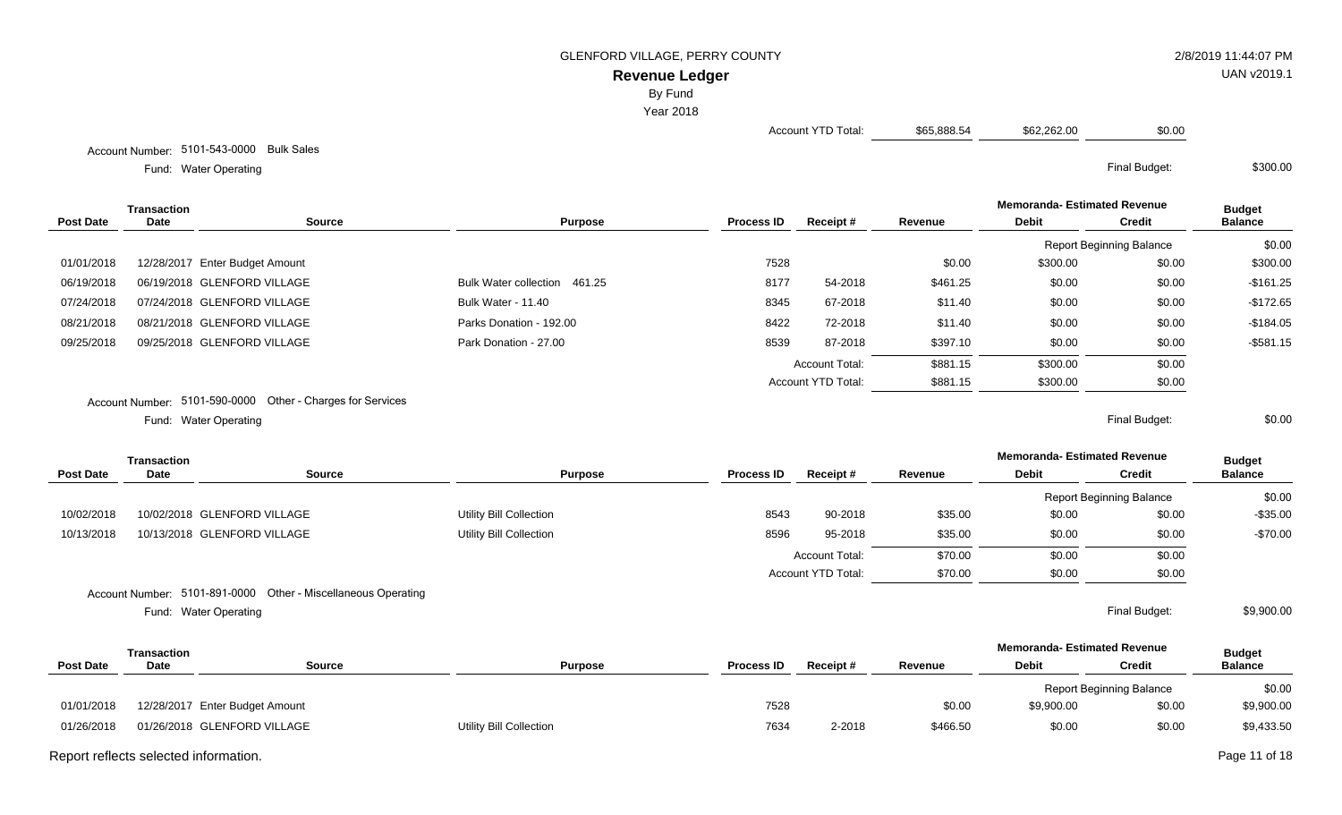GLENFORD VILLAGE, PERRY COUNTY

**Revenue Ledger**

By Fund

Year 2018

| | | | |
|---|---|---|---|
| Account YTD Total: | $65,888.54 | $62,262.00 | $0.00 |

Account Number: 5101-543-0000 Bulk Sales

Fund: Water Operating

Final Budget: $300.00

| Post Date | Transaction Date | Source | Purpose | Process ID | Receipt # | Revenue | Memoranda- Estimated Revenue Debit | Memoranda- Estimated Revenue Credit | Budget Balance |
|---|---|---|---|---|---|---|---|---|---|
| | | | | | | | Report Beginning Balance | | $0.00 |
| 01/01/2018 | 12/28/2017 | Enter Budget Amount | | 7528 | | $0.00 | $300.00 | $0.00 | $300.00 |
| 06/19/2018 | 06/19/2018 | GLENFORD VILLAGE | Bulk Water collection 461.25 | 8177 | 54-2018 | $461.25 | $0.00 | $0.00 | $-161.25 |
| 07/24/2018 | 07/24/2018 | GLENFORD VILLAGE | Bulk Water - 11.40 | 8345 | 67-2018 | $11.40 | $0.00 | $0.00 | $-172.65 |
| 08/21/2018 | 08/21/2018 | GLENFORD VILLAGE | Parks Donation - 192.00 | 8422 | 72-2018 | $11.40 | $0.00 | $0.00 | $-184.05 |
| 09/25/2018 | 09/25/2018 | GLENFORD VILLAGE | Park Donation - 27.00 | 8539 | 87-2018 | $397.10 | $0.00 | $0.00 | $-581.15 |
| | | | | | Account Total: | $881.15 | $300.00 | $0.00 | |
| | | | | | Account YTD Total: | $881.15 | $300.00 | $0.00 | |

Account Number: 5101-590-0000 Other - Charges for Services

Fund: Water Operating

Final Budget: $0.00

| Post Date | Transaction Date | Source | Purpose | Process ID | Receipt # | Revenue | Memoranda- Estimated Revenue Debit | Memoranda- Estimated Revenue Credit | Budget Balance |
|---|---|---|---|---|---|---|---|---|---|
| | | | | | | | Report Beginning Balance | | $0.00 |
| 10/02/2018 | 10/02/2018 | GLENFORD VILLAGE | Utility Bill Collection | 8543 | 90-2018 | $35.00 | $0.00 | $0.00 | $-35.00 |
| 10/13/2018 | 10/13/2018 | GLENFORD VILLAGE | Utility Bill Collection | 8596 | 95-2018 | $35.00 | $0.00 | $0.00 | $-70.00 |
| | | | | | Account Total: | $70.00 | $0.00 | $0.00 | |
| | | | | | Account YTD Total: | $70.00 | $0.00 | $0.00 | |

Account Number: 5101-891-0000 Other - Miscellaneous Operating

Fund: Water Operating

Final Budget: $9,900.00

| Post Date | Transaction Date | Source | Purpose | Process ID | Receipt # | Revenue | Memoranda- Estimated Revenue Debit | Memoranda- Estimated Revenue Credit | Budget Balance |
|---|---|---|---|---|---|---|---|---|---|
| | | | | | | | Report Beginning Balance | | $0.00 |
| 01/01/2018 | 12/28/2017 | Enter Budget Amount | | 7528 | | $0.00 | $9,900.00 | $0.00 | $9,900.00 |
| 01/26/2018 | 01/26/2018 | GLENFORD VILLAGE | Utility Bill Collection | 7634 | 2-2018 | $466.50 | $0.00 | $0.00 | $9,433.50 |

Report reflects selected information.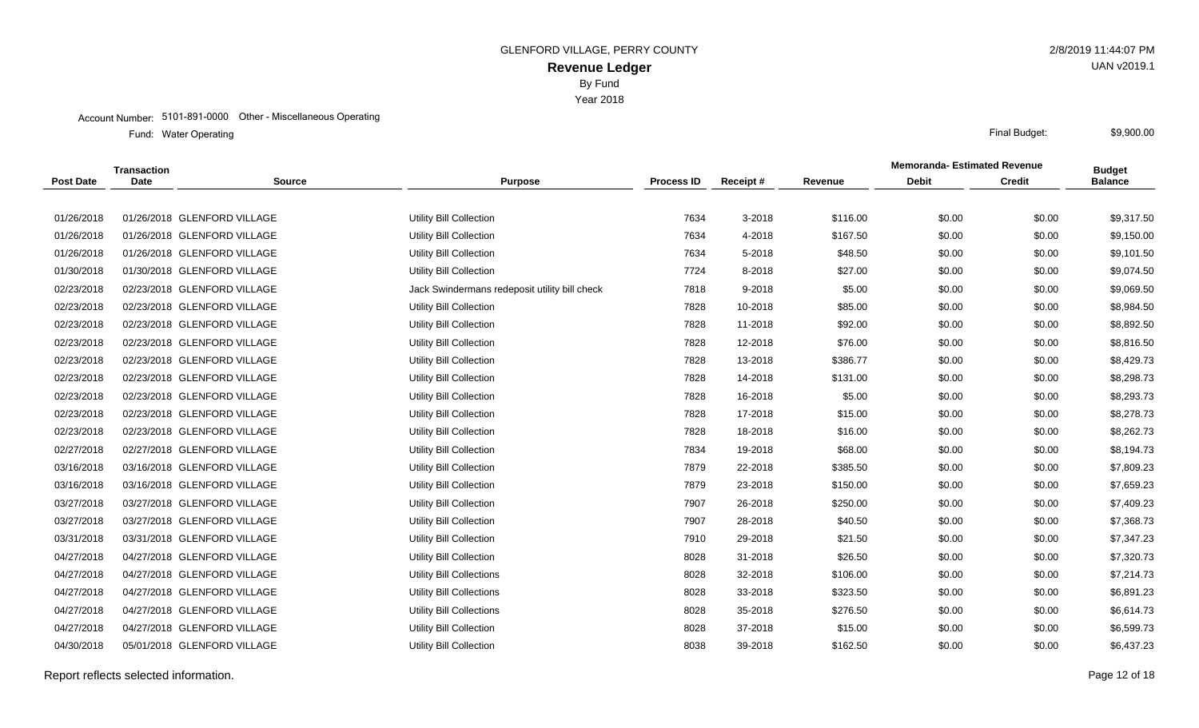GLENFORD VILLAGE, PERRY COUNTY

# Revenue Ledger

By Fund

Year 2018

Account Number: 5101-891-0000 Other - Miscellaneous Operating

Fund: Water Operating

Final Budget: $9,900.00

| Post Date | Transaction Date | Source | Purpose | Process ID | Receipt # | Revenue | Memoranda- Estimated Revenue Debit | Memoranda- Estimated Revenue Credit | Budget Balance |
|---|---|---|---|---|---|---|---|---|---|
| 01/26/2018 | 01/26/2018 | GLENFORD VILLAGE | Utility Bill Collection | 7634 | 3-2018 | $116.00 | $0.00 | $0.00 | $9,317.50 |
| 01/26/2018 | 01/26/2018 | GLENFORD VILLAGE | Utility Bill Collection | 7634 | 4-2018 | $167.50 | $0.00 | $0.00 | $9,150.00 |
| 01/26/2018 | 01/26/2018 | GLENFORD VILLAGE | Utility Bill Collection | 7634 | 5-2018 | $48.50 | $0.00 | $0.00 | $9,101.50 |
| 01/30/2018 | 01/30/2018 | GLENFORD VILLAGE | Utility Bill Collection | 7724 | 8-2018 | $27.00 | $0.00 | $0.00 | $9,074.50 |
| 02/23/2018 | 02/23/2018 | GLENFORD VILLAGE | Jack Swindermans redeposit utility bill check | 7818 | 9-2018 | $5.00 | $0.00 | $0.00 | $9,069.50 |
| 02/23/2018 | 02/23/2018 | GLENFORD VILLAGE | Utility Bill Collection | 7828 | 10-2018 | $85.00 | $0.00 | $0.00 | $8,984.50 |
| 02/23/2018 | 02/23/2018 | GLENFORD VILLAGE | Utility Bill Collection | 7828 | 11-2018 | $92.00 | $0.00 | $0.00 | $8,892.50 |
| 02/23/2018 | 02/23/2018 | GLENFORD VILLAGE | Utility Bill Collection | 7828 | 12-2018 | $76.00 | $0.00 | $0.00 | $8,816.50 |
| 02/23/2018 | 02/23/2018 | GLENFORD VILLAGE | Utility Bill Collection | 7828 | 13-2018 | $386.77 | $0.00 | $0.00 | $8,429.73 |
| 02/23/2018 | 02/23/2018 | GLENFORD VILLAGE | Utility Bill Collection | 7828 | 14-2018 | $131.00 | $0.00 | $0.00 | $8,298.73 |
| 02/23/2018 | 02/23/2018 | GLENFORD VILLAGE | Utility Bill Collection | 7828 | 16-2018 | $5.00 | $0.00 | $0.00 | $8,293.73 |
| 02/23/2018 | 02/23/2018 | GLENFORD VILLAGE | Utility Bill Collection | 7828 | 17-2018 | $15.00 | $0.00 | $0.00 | $8,278.73 |
| 02/23/2018 | 02/23/2018 | GLENFORD VILLAGE | Utility Bill Collection | 7828 | 18-2018 | $16.00 | $0.00 | $0.00 | $8,262.73 |
| 02/27/2018 | 02/27/2018 | GLENFORD VILLAGE | Utility Bill Collection | 7834 | 19-2018 | $68.00 | $0.00 | $0.00 | $8,194.73 |
| 03/16/2018 | 03/16/2018 | GLENFORD VILLAGE | Utility Bill Collection | 7879 | 22-2018 | $385.50 | $0.00 | $0.00 | $7,809.23 |
| 03/16/2018 | 03/16/2018 | GLENFORD VILLAGE | Utility Bill Collection | 7879 | 23-2018 | $150.00 | $0.00 | $0.00 | $7,659.23 |
| 03/27/2018 | 03/27/2018 | GLENFORD VILLAGE | Utility Bill Collection | 7907 | 26-2018 | $250.00 | $0.00 | $0.00 | $7,409.23 |
| 03/27/2018 | 03/27/2018 | GLENFORD VILLAGE | Utility Bill Collection | 7907 | 28-2018 | $40.50 | $0.00 | $0.00 | $7,368.73 |
| 03/31/2018 | 03/31/2018 | GLENFORD VILLAGE | Utility Bill Collection | 7910 | 29-2018 | $21.50 | $0.00 | $0.00 | $7,347.23 |
| 04/27/2018 | 04/27/2018 | GLENFORD VILLAGE | Utility Bill Collection | 8028 | 31-2018 | $26.50 | $0.00 | $0.00 | $7,320.73 |
| 04/27/2018 | 04/27/2018 | GLENFORD VILLAGE | Utility Bill Collections | 8028 | 32-2018 | $106.00 | $0.00 | $0.00 | $7,214.73 |
| 04/27/2018 | 04/27/2018 | GLENFORD VILLAGE | Utility Bill Collections | 8028 | 33-2018 | $323.50 | $0.00 | $0.00 | $6,891.23 |
| 04/27/2018 | 04/27/2018 | GLENFORD VILLAGE | Utility Bill Collections | 8028 | 35-2018 | $276.50 | $0.00 | $0.00 | $6,614.73 |
| 04/27/2018 | 04/27/2018 | GLENFORD VILLAGE | Utility Bill Collection | 8028 | 37-2018 | $15.00 | $0.00 | $0.00 | $6,599.73 |
| 04/30/2018 | 05/01/2018 | GLENFORD VILLAGE | Utility Bill Collection | 8038 | 39-2018 | $162.50 | $0.00 | $0.00 | $6,437.23 |

Report reflects selected information.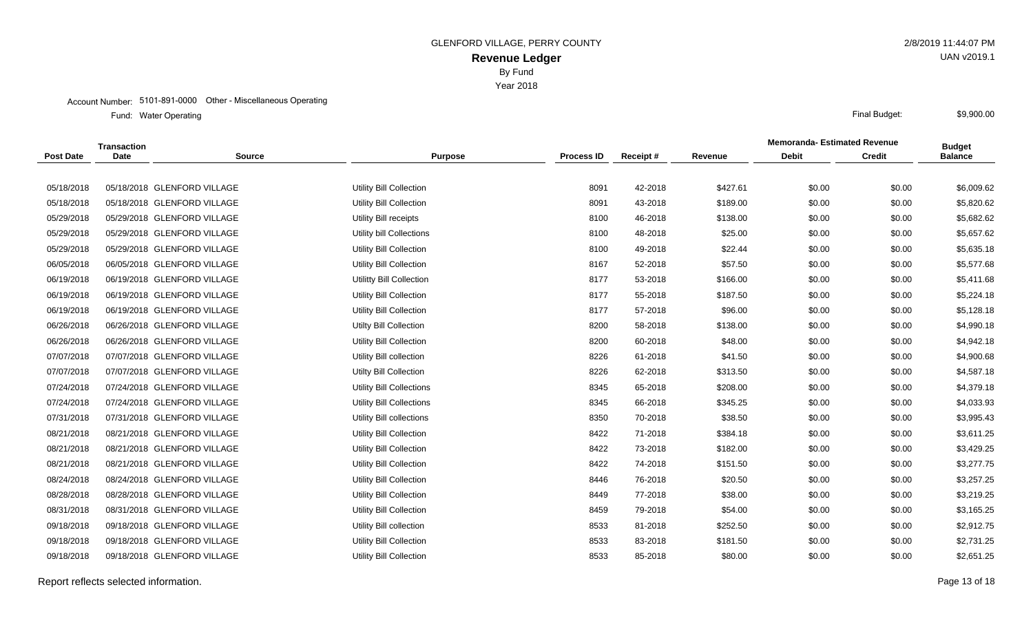GLENFORD VILLAGE, PERRY COUNTY

# Revenue Ledger

By Fund

Year 2018

2/8/2019 11:44:07 PM

UAN v2019.1

Account Number: 5101-891-0000 Other - Miscellaneous Operating

Fund: Water Operating

Final Budget: $9,900.00

| Post Date | Transaction Date | Source | Purpose | Process ID | Receipt # | Revenue | Memoranda- Estimated Revenue Debit | Memoranda- Estimated Revenue Credit | Budget Balance |
|---|---|---|---|---|---|---|---|---|---|
| 05/18/2018 | 05/18/2018 | GLENFORD VILLAGE | Utility Bill Collection | 8091 | 42-2018 | $427.61 | $0.00 | $0.00 | $6,009.62 |
| 05/18/2018 | 05/18/2018 | GLENFORD VILLAGE | Utility Bill Collection | 8091 | 43-2018 | $189.00 | $0.00 | $0.00 | $5,820.62 |
| 05/29/2018 | 05/29/2018 | GLENFORD VILLAGE | Utility Bill receipts | 8100 | 46-2018 | $138.00 | $0.00 | $0.00 | $5,682.62 |
| 05/29/2018 | 05/29/2018 | GLENFORD VILLAGE | Utility bill Collections | 8100 | 48-2018 | $25.00 | $0.00 | $0.00 | $5,657.62 |
| 05/29/2018 | 05/29/2018 | GLENFORD VILLAGE | Utility Bill Collection | 8100 | 49-2018 | $22.44 | $0.00 | $0.00 | $5,635.18 |
| 06/05/2018 | 06/05/2018 | GLENFORD VILLAGE | Utility Bill Collection | 8167 | 52-2018 | $57.50 | $0.00 | $0.00 | $5,577.68 |
| 06/19/2018 | 06/19/2018 | GLENFORD VILLAGE | Utilitty Bill Collection | 8177 | 53-2018 | $166.00 | $0.00 | $0.00 | $5,411.68 |
| 06/19/2018 | 06/19/2018 | GLENFORD VILLAGE | Utility Bill Collection | 8177 | 55-2018 | $187.50 | $0.00 | $0.00 | $5,224.18 |
| 06/19/2018 | 06/19/2018 | GLENFORD VILLAGE | Utility Bill Collection | 8177 | 57-2018 | $96.00 | $0.00 | $0.00 | $5,128.18 |
| 06/26/2018 | 06/26/2018 | GLENFORD VILLAGE | Utilty Bill Collection | 8200 | 58-2018 | $138.00 | $0.00 | $0.00 | $4,990.18 |
| 06/26/2018 | 06/26/2018 | GLENFORD VILLAGE | Utility Bill Collection | 8200 | 60-2018 | $48.00 | $0.00 | $0.00 | $4,942.18 |
| 07/07/2018 | 07/07/2018 | GLENFORD VILLAGE | Utility Bill collection | 8226 | 61-2018 | $41.50 | $0.00 | $0.00 | $4,900.68 |
| 07/07/2018 | 07/07/2018 | GLENFORD VILLAGE | Utilty Bill Collection | 8226 | 62-2018 | $313.50 | $0.00 | $0.00 | $4,587.18 |
| 07/24/2018 | 07/24/2018 | GLENFORD VILLAGE | Utility Bill Collections | 8345 | 65-2018 | $208.00 | $0.00 | $0.00 | $4,379.18 |
| 07/24/2018 | 07/24/2018 | GLENFORD VILLAGE | Utility Bill Collections | 8345 | 66-2018 | $345.25 | $0.00 | $0.00 | $4,033.93 |
| 07/31/2018 | 07/31/2018 | GLENFORD VILLAGE | Utility Bill collections | 8350 | 70-2018 | $38.50 | $0.00 | $0.00 | $3,995.43 |
| 08/21/2018 | 08/21/2018 | GLENFORD VILLAGE | Utility Bill Collection | 8422 | 71-2018 | $384.18 | $0.00 | $0.00 | $3,611.25 |
| 08/21/2018 | 08/21/2018 | GLENFORD VILLAGE | Utility Bill Collection | 8422 | 73-2018 | $182.00 | $0.00 | $0.00 | $3,429.25 |
| 08/21/2018 | 08/21/2018 | GLENFORD VILLAGE | Utility Bill Collection | 8422 | 74-2018 | $151.50 | $0.00 | $0.00 | $3,277.75 |
| 08/24/2018 | 08/24/2018 | GLENFORD VILLAGE | Utility Bill Collection | 8446 | 76-2018 | $20.50 | $0.00 | $0.00 | $3,257.25 |
| 08/28/2018 | 08/28/2018 | GLENFORD VILLAGE | Utility Bill Collection | 8449 | 77-2018 | $38.00 | $0.00 | $0.00 | $3,219.25 |
| 08/31/2018 | 08/31/2018 | GLENFORD VILLAGE | Utility Bill Collection | 8459 | 79-2018 | $54.00 | $0.00 | $0.00 | $3,165.25 |
| 09/18/2018 | 09/18/2018 | GLENFORD VILLAGE | Utility Bill collection | 8533 | 81-2018 | $252.50 | $0.00 | $0.00 | $2,912.75 |
| 09/18/2018 | 09/18/2018 | GLENFORD VILLAGE | Utility Bill Collection | 8533 | 83-2018 | $181.50 | $0.00 | $0.00 | $2,731.25 |
| 09/18/2018 | 09/18/2018 | GLENFORD VILLAGE | Utility Bill Collection | 8533 | 85-2018 | $80.00 | $0.00 | $0.00 | $2,651.25 |

Report reflects selected information.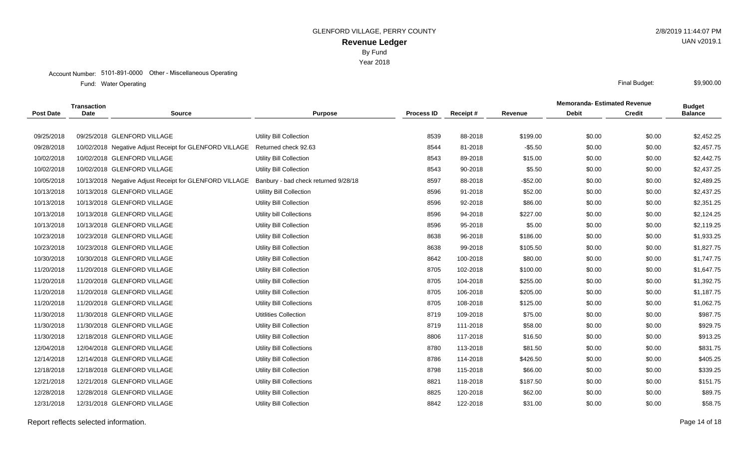# GLENFORD VILLAGE, PERRY COUNTY

## Revenue Ledger

By Fund

Year 2018

Account Number: 5101-891-0000 Other - Miscellaneous Operating

Fund: Water Operating

Final Budget: $9,900.00

| Post Date | Transaction Date | Source | Purpose | Process ID | Receipt # | Revenue | Memoranda- Estimated Revenue Debit | Memoranda- Estimated Revenue Credit | Budget Balance |
|---|---|---|---|---|---|---|---|---|---|
| 09/25/2018 | 09/25/2018 | GLENFORD VILLAGE | Utility Bill Collection | 8539 | 88-2018 | $199.00 | $0.00 | $0.00 | $2,452.25 |
| 09/28/2018 | 10/02/2018 | Negative Adjust Receipt for GLENFORD VILLAGE | Returned check 92.63 | 8544 | 81-2018 | -$5.50 | $0.00 | $0.00 | $2,457.75 |
| 10/02/2018 | 10/02/2018 | GLENFORD VILLAGE | Utility Bill Collection | 8543 | 89-2018 | $15.00 | $0.00 | $0.00 | $2,442.75 |
| 10/02/2018 | 10/02/2018 | GLENFORD VILLAGE | Utility Bill Collection | 8543 | 90-2018 | $5.50 | $0.00 | $0.00 | $2,437.25 |
| 10/05/2018 | 10/13/2018 | Negative Adjust Receipt for GLENFORD VILLAGE | Banbury - bad check returned 9/28/18 | 8597 | 88-2018 | -$52.00 | $0.00 | $0.00 | $2,489.25 |
| 10/13/2018 | 10/13/2018 | GLENFORD VILLAGE | Utilitty Bill Collection | 8596 | 91-2018 | $52.00 | $0.00 | $0.00 | $2,437.25 |
| 10/13/2018 | 10/13/2018 | GLENFORD VILLAGE | Utility Bill Collection | 8596 | 92-2018 | $86.00 | $0.00 | $0.00 | $2,351.25 |
| 10/13/2018 | 10/13/2018 | GLENFORD VILLAGE | Utility bill Collections | 8596 | 94-2018 | $227.00 | $0.00 | $0.00 | $2,124.25 |
| 10/13/2018 | 10/13/2018 | GLENFORD VILLAGE | Utility Bill Collection | 8596 | 95-2018 | $5.00 | $0.00 | $0.00 | $2,119.25 |
| 10/23/2018 | 10/23/2018 | GLENFORD VILLAGE | Utility Bill Collection | 8638 | 96-2018 | $186.00 | $0.00 | $0.00 | $1,933.25 |
| 10/23/2018 | 10/23/2018 | GLENFORD VILLAGE | Utility Bill Collection | 8638 | 99-2018 | $105.50 | $0.00 | $0.00 | $1,827.75 |
| 10/30/2018 | 10/30/2018 | GLENFORD VILLAGE | Utility Bill Collection | 8642 | 100-2018 | $80.00 | $0.00 | $0.00 | $1,747.75 |
| 11/20/2018 | 11/20/2018 | GLENFORD VILLAGE | Utility Bill Collection | 8705 | 102-2018 | $100.00 | $0.00 | $0.00 | $1,647.75 |
| 11/20/2018 | 11/20/2018 | GLENFORD VILLAGE | Utility Bill Collection | 8705 | 104-2018 | $255.00 | $0.00 | $0.00 | $1,392.75 |
| 11/20/2018 | 11/20/2018 | GLENFORD VILLAGE | Utility Bill Collection | 8705 | 106-2018 | $205.00 | $0.00 | $0.00 | $1,187.75 |
| 11/20/2018 | 11/20/2018 | GLENFORD VILLAGE | Utility Bill Collections | 8705 | 108-2018 | $125.00 | $0.00 | $0.00 | $1,062.75 |
| 11/30/2018 | 11/30/2018 | GLENFORD VILLAGE | Utitlities Collection | 8719 | 109-2018 | $75.00 | $0.00 | $0.00 | $987.75 |
| 11/30/2018 | 11/30/2018 | GLENFORD VILLAGE | Utility Bill Collection | 8719 | 111-2018 | $58.00 | $0.00 | $0.00 | $929.75 |
| 11/30/2018 | 12/18/2018 | GLENFORD VILLAGE | Utility Bill Collection | 8806 | 117-2018 | $16.50 | $0.00 | $0.00 | $913.25 |
| 12/04/2018 | 12/04/2018 | GLENFORD VILLAGE | Utility Bill Collections | 8780 | 113-2018 | $81.50 | $0.00 | $0.00 | $831.75 |
| 12/14/2018 | 12/14/2018 | GLENFORD VILLAGE | Utility Bill Collection | 8786 | 114-2018 | $426.50 | $0.00 | $0.00 | $405.25 |
| 12/18/2018 | 12/18/2018 | GLENFORD VILLAGE | Utility Bill Collection | 8798 | 115-2018 | $66.00 | $0.00 | $0.00 | $339.25 |
| 12/21/2018 | 12/21/2018 | GLENFORD VILLAGE | Utility Bill Collections | 8821 | 118-2018 | $187.50 | $0.00 | $0.00 | $151.75 |
| 12/28/2018 | 12/28/2018 | GLENFORD VILLAGE | Utility Bill Collection | 8825 | 120-2018 | $62.00 | $0.00 | $0.00 | $89.75 |
| 12/31/2018 | 12/31/2018 | GLENFORD VILLAGE | Utility Bill Collection | 8842 | 122-2018 | $31.00 | $0.00 | $0.00 | $58.75 |

Report reflects selected information.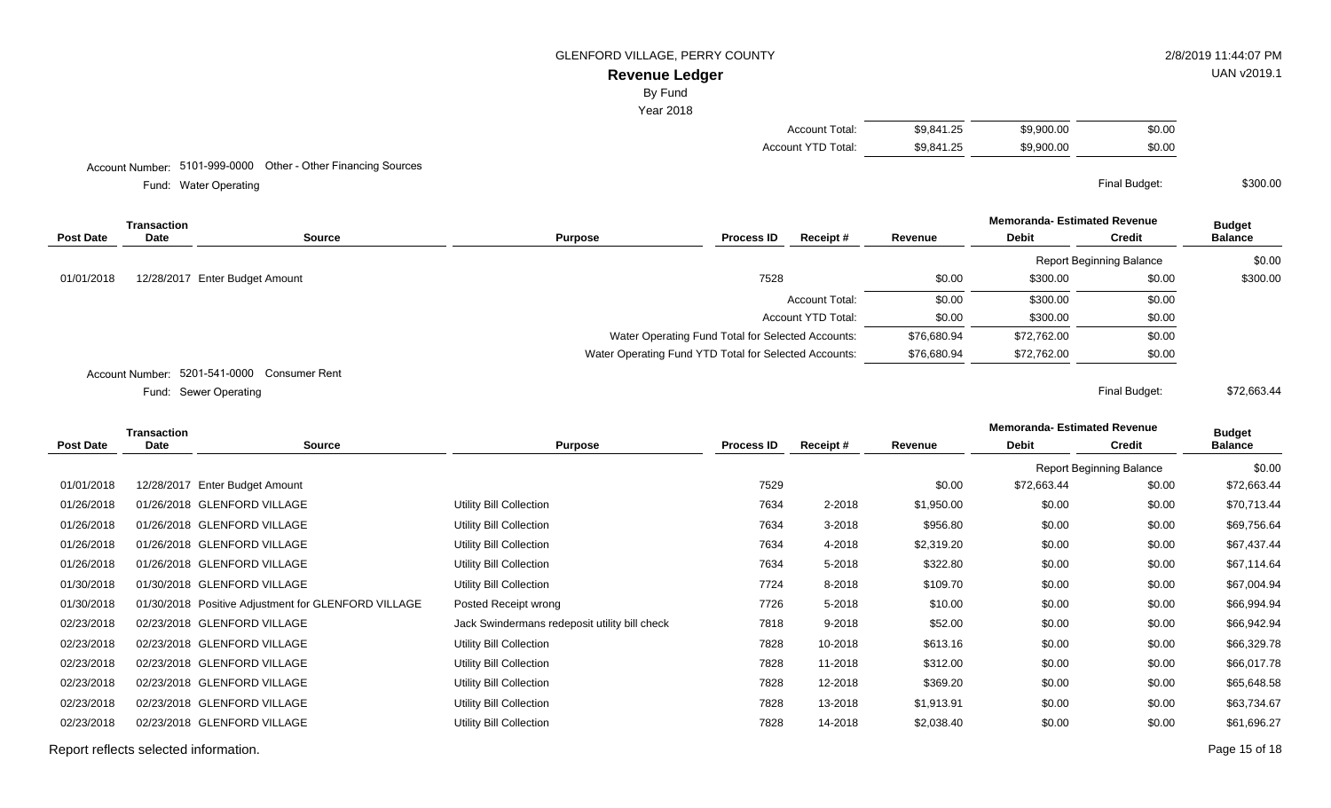GLENFORD VILLAGE, PERRY COUNTY

**Revenue Ledger**

By Fund

Year 2018

| | Revenue | Debit | Credit |
|---|---|---|---|
| Account Total: | $9,841.25 | $9,900.00 | $0.00 |
| Account YTD Total: | $9,841.25 | $9,900.00 | $0.00 |

Account Number: 5101-999-0000 Other - Other Financing Sources

Fund: Water Operating

Final Budget: $300.00

| Post Date | Transaction Date | Source | Purpose | Process ID | Receipt # | Revenue | Memoranda- Estimated Revenue Debit | Memoranda- Estimated Revenue Credit | Budget Balance |
|---|---|---|---|---|---|---|---|---|---|
| | | | | | | | Report Beginning Balance | | $0.00 |
| 01/01/2018 | 12/28/2017 | Enter Budget Amount | | 7528 | | $0.00 | $300.00 | $0.00 | $300.00 |
| | | | | | Account Total: | $0.00 | $300.00 | $0.00 | |
| | | | | | Account YTD Total: | $0.00 | $300.00 | $0.00 | |
| | | | Water Operating Fund Total for Selected Accounts: | | | $76,680.94 | $72,762.00 | $0.00 | |
| | | | Water Operating Fund YTD Total for Selected Accounts: | | | $76,680.94 | $72,762.00 | $0.00 | |

Account Number: 5201-541-0000 Consumer Rent

Fund: Sewer Operating

Final Budget: $72,663.44

| Post Date | Transaction Date | Source | Purpose | Process ID | Receipt # | Revenue | Memoranda- Estimated Revenue Debit | Memoranda- Estimated Revenue Credit | Budget Balance |
|---|---|---|---|---|---|---|---|---|---|
| | | | | | | | Report Beginning Balance | | $0.00 |
| 01/01/2018 | 12/28/2017 | Enter Budget Amount | | 7529 | | $0.00 | $72,663.44 | $0.00 | $72,663.44 |
| 01/26/2018 | 01/26/2018 | GLENFORD VILLAGE | Utility Bill Collection | 7634 | 2-2018 | $1,950.00 | $0.00 | $0.00 | $70,713.44 |
| 01/26/2018 | 01/26/2018 | GLENFORD VILLAGE | Utility Bill Collection | 7634 | 3-2018 | $956.80 | $0.00 | $0.00 | $69,756.64 |
| 01/26/2018 | 01/26/2018 | GLENFORD VILLAGE | Utility Bill Collection | 7634 | 4-2018 | $2,319.20 | $0.00 | $0.00 | $67,437.44 |
| 01/26/2018 | 01/26/2018 | GLENFORD VILLAGE | Utility Bill Collection | 7634 | 5-2018 | $322.80 | $0.00 | $0.00 | $67,114.64 |
| 01/30/2018 | 01/30/2018 | GLENFORD VILLAGE | Utility Bill Collection | 7724 | 8-2018 | $109.70 | $0.00 | $0.00 | $67,004.94 |
| 01/30/2018 | 01/30/2018 | Positive Adjustment for GLENFORD VILLAGE | Posted Receipt wrong | 7726 | 5-2018 | $10.00 | $0.00 | $0.00 | $66,994.94 |
| 02/23/2018 | 02/23/2018 | GLENFORD VILLAGE | Jack Swindermans redeposit utility bill check | 7818 | 9-2018 | $52.00 | $0.00 | $0.00 | $66,942.94 |
| 02/23/2018 | 02/23/2018 | GLENFORD VILLAGE | Utility Bill Collection | 7828 | 10-2018 | $613.16 | $0.00 | $0.00 | $66,329.78 |
| 02/23/2018 | 02/23/2018 | GLENFORD VILLAGE | Utility Bill Collection | 7828 | 11-2018 | $312.00 | $0.00 | $0.00 | $66,017.78 |
| 02/23/2018 | 02/23/2018 | GLENFORD VILLAGE | Utility Bill Collection | 7828 | 12-2018 | $369.20 | $0.00 | $0.00 | $65,648.58 |
| 02/23/2018 | 02/23/2018 | GLENFORD VILLAGE | Utility Bill Collection | 7828 | 13-2018 | $1,913.91 | $0.00 | $0.00 | $63,734.67 |
| 02/23/2018 | 02/23/2018 | GLENFORD VILLAGE | Utility Bill Collection | 7828 | 14-2018 | $2,038.40 | $0.00 | $0.00 | $61,696.27 |

Report reflects selected information.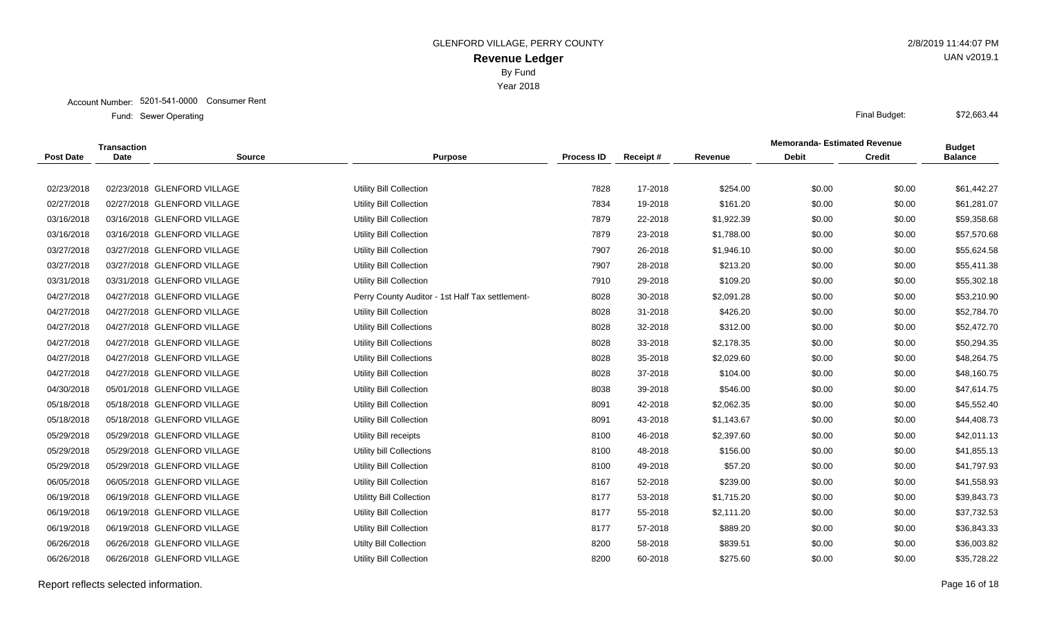GLENFORD VILLAGE, PERRY COUNTY

# Revenue Ledger

By Fund

Year 2018

Account Number: 5201-541-0000 Consumer Rent

Fund: Sewer Operating

Final Budget: $72,663.44

| Post Date | Transaction Date | Source | Purpose | Process ID | Receipt # | Revenue | Memoranda- Estimated Revenue Debit | Memoranda- Estimated Revenue Credit | Budget Balance |
|---|---|---|---|---|---|---|---|---|---|
| 02/23/2018 | 02/23/2018 | GLENFORD VILLAGE | Utility Bill Collection | 7828 | 17-2018 | $254.00 | $0.00 | $0.00 | $61,442.27 |
| 02/27/2018 | 02/27/2018 | GLENFORD VILLAGE | Utility Bill Collection | 7834 | 19-2018 | $161.20 | $0.00 | $0.00 | $61,281.07 |
| 03/16/2018 | 03/16/2018 | GLENFORD VILLAGE | Utility Bill Collection | 7879 | 22-2018 | $1,922.39 | $0.00 | $0.00 | $59,358.68 |
| 03/16/2018 | 03/16/2018 | GLENFORD VILLAGE | Utility Bill Collection | 7879 | 23-2018 | $1,788.00 | $0.00 | $0.00 | $57,570.68 |
| 03/27/2018 | 03/27/2018 | GLENFORD VILLAGE | Utility Bill Collection | 7907 | 26-2018 | $1,946.10 | $0.00 | $0.00 | $55,624.58 |
| 03/27/2018 | 03/27/2018 | GLENFORD VILLAGE | Utility Bill Collection | 7907 | 28-2018 | $213.20 | $0.00 | $0.00 | $55,411.38 |
| 03/31/2018 | 03/31/2018 | GLENFORD VILLAGE | Utility Bill Collection | 7910 | 29-2018 | $109.20 | $0.00 | $0.00 | $55,302.18 |
| 04/27/2018 | 04/27/2018 | GLENFORD VILLAGE | Perry County Auditor - 1st Half Tax settlement- | 8028 | 30-2018 | $2,091.28 | $0.00 | $0.00 | $53,210.90 |
| 04/27/2018 | 04/27/2018 | GLENFORD VILLAGE | Utility Bill Collection | 8028 | 31-2018 | $426.20 | $0.00 | $0.00 | $52,784.70 |
| 04/27/2018 | 04/27/2018 | GLENFORD VILLAGE | Utility Bill Collections | 8028 | 32-2018 | $312.00 | $0.00 | $0.00 | $52,472.70 |
| 04/27/2018 | 04/27/2018 | GLENFORD VILLAGE | Utility Bill Collections | 8028 | 33-2018 | $2,178.35 | $0.00 | $0.00 | $50,294.35 |
| 04/27/2018 | 04/27/2018 | GLENFORD VILLAGE | Utility Bill Collections | 8028 | 35-2018 | $2,029.60 | $0.00 | $0.00 | $48,264.75 |
| 04/27/2018 | 04/27/2018 | GLENFORD VILLAGE | Utility Bill Collection | 8028 | 37-2018 | $104.00 | $0.00 | $0.00 | $48,160.75 |
| 04/30/2018 | 05/01/2018 | GLENFORD VILLAGE | Utility Bill Collection | 8038 | 39-2018 | $546.00 | $0.00 | $0.00 | $47,614.75 |
| 05/18/2018 | 05/18/2018 | GLENFORD VILLAGE | Utility Bill Collection | 8091 | 42-2018 | $2,062.35 | $0.00 | $0.00 | $45,552.40 |
| 05/18/2018 | 05/18/2018 | GLENFORD VILLAGE | Utility Bill Collection | 8091 | 43-2018 | $1,143.67 | $0.00 | $0.00 | $44,408.73 |
| 05/29/2018 | 05/29/2018 | GLENFORD VILLAGE | Utility Bill receipts | 8100 | 46-2018 | $2,397.60 | $0.00 | $0.00 | $42,011.13 |
| 05/29/2018 | 05/29/2018 | GLENFORD VILLAGE | Utility bill Collections | 8100 | 48-2018 | $156.00 | $0.00 | $0.00 | $41,855.13 |
| 05/29/2018 | 05/29/2018 | GLENFORD VILLAGE | Utility Bill Collection | 8100 | 49-2018 | $57.20 | $0.00 | $0.00 | $41,797.93 |
| 06/05/2018 | 06/05/2018 | GLENFORD VILLAGE | Utility Bill Collection | 8167 | 52-2018 | $239.00 | $0.00 | $0.00 | $41,558.93 |
| 06/19/2018 | 06/19/2018 | GLENFORD VILLAGE | Utilitty Bill Collection | 8177 | 53-2018 | $1,715.20 | $0.00 | $0.00 | $39,843.73 |
| 06/19/2018 | 06/19/2018 | GLENFORD VILLAGE | Utility Bill Collection | 8177 | 55-2018 | $2,111.20 | $0.00 | $0.00 | $37,732.53 |
| 06/19/2018 | 06/19/2018 | GLENFORD VILLAGE | Utility Bill Collection | 8177 | 57-2018 | $889.20 | $0.00 | $0.00 | $36,843.33 |
| 06/26/2018 | 06/26/2018 | GLENFORD VILLAGE | Utilty Bill Collection | 8200 | 58-2018 | $839.51 | $0.00 | $0.00 | $36,003.82 |
| 06/26/2018 | 06/26/2018 | GLENFORD VILLAGE | Utility Bill Collection | 8200 | 60-2018 | $275.60 | $0.00 | $0.00 | $35,728.22 |

Report reflects selected information.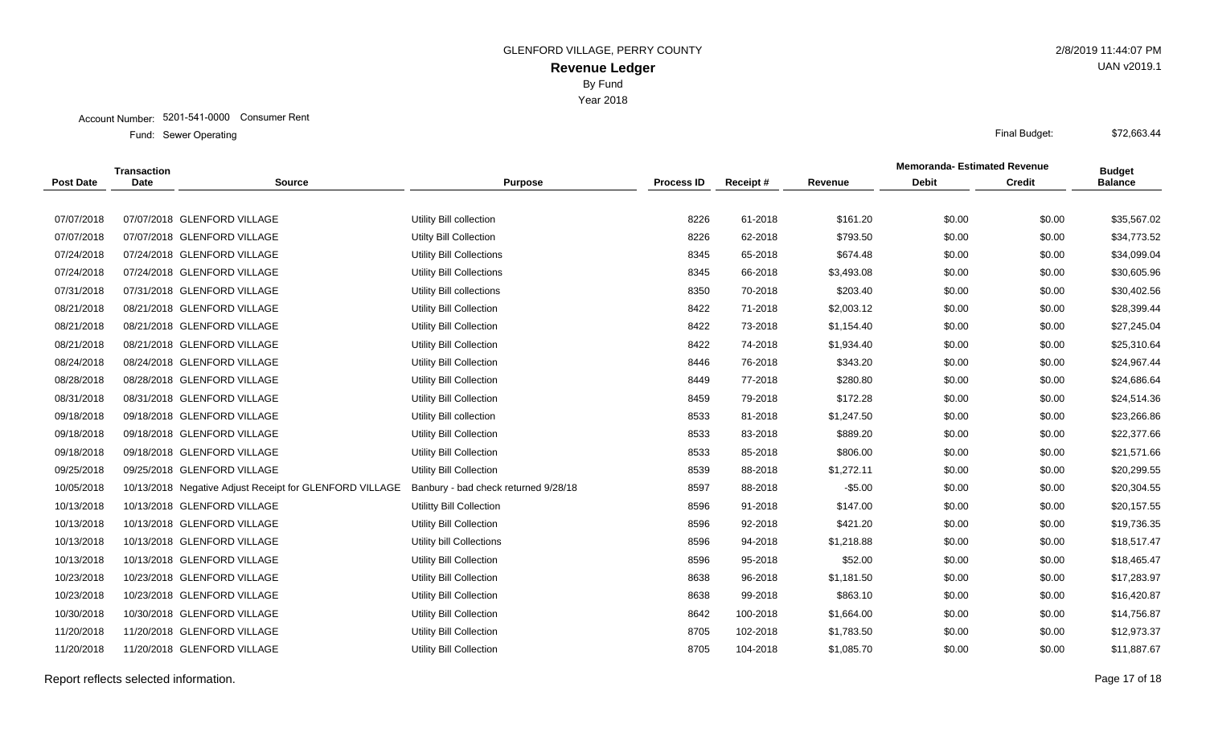GLENFORD VILLAGE, PERRY COUNTY

# Revenue Ledger

By Fund

Year 2018

2/8/2019 11:44:07 PM

UAN v2019.1

Account Number: 5201-541-0000 Consumer Rent

Fund: Sewer Operating

Final Budget: $72,663.44

| Post Date | Transaction Date | Source | Purpose | Process ID | Receipt # | Revenue | Memoranda- Estimated Revenue Debit | Memoranda- Estimated Revenue Credit | Budget Balance |
|---|---|---|---|---|---|---|---|---|---|
| 07/07/2018 | 07/07/2018 | GLENFORD VILLAGE | Utility Bill collection | 8226 | 61-2018 | $161.20 | $0.00 | $0.00 | $35,567.02 |
| 07/07/2018 | 07/07/2018 | GLENFORD VILLAGE | Utilty Bill Collection | 8226 | 62-2018 | $793.50 | $0.00 | $0.00 | $34,773.52 |
| 07/24/2018 | 07/24/2018 | GLENFORD VILLAGE | Utility Bill Collections | 8345 | 65-2018 | $674.48 | $0.00 | $0.00 | $34,099.04 |
| 07/24/2018 | 07/24/2018 | GLENFORD VILLAGE | Utility Bill Collections | 8345 | 66-2018 | $3,493.08 | $0.00 | $0.00 | $30,605.96 |
| 07/31/2018 | 07/31/2018 | GLENFORD VILLAGE | Utility Bill collections | 8350 | 70-2018 | $203.40 | $0.00 | $0.00 | $30,402.56 |
| 08/21/2018 | 08/21/2018 | GLENFORD VILLAGE | Utility Bill Collection | 8422 | 71-2018 | $2,003.12 | $0.00 | $0.00 | $28,399.44 |
| 08/21/2018 | 08/21/2018 | GLENFORD VILLAGE | Utility Bill Collection | 8422 | 73-2018 | $1,154.40 | $0.00 | $0.00 | $27,245.04 |
| 08/21/2018 | 08/21/2018 | GLENFORD VILLAGE | Utility Bill Collection | 8422 | 74-2018 | $1,934.40 | $0.00 | $0.00 | $25,310.64 |
| 08/24/2018 | 08/24/2018 | GLENFORD VILLAGE | Utility Bill Collection | 8446 | 76-2018 | $343.20 | $0.00 | $0.00 | $24,967.44 |
| 08/28/2018 | 08/28/2018 | GLENFORD VILLAGE | Utility Bill Collection | 8449 | 77-2018 | $280.80 | $0.00 | $0.00 | $24,686.64 |
| 08/31/2018 | 08/31/2018 | GLENFORD VILLAGE | Utility Bill Collection | 8459 | 79-2018 | $172.28 | $0.00 | $0.00 | $24,514.36 |
| 09/18/2018 | 09/18/2018 | GLENFORD VILLAGE | Utility Bill collection | 8533 | 81-2018 | $1,247.50 | $0.00 | $0.00 | $23,266.86 |
| 09/18/2018 | 09/18/2018 | GLENFORD VILLAGE | Utility Bill Collection | 8533 | 83-2018 | $889.20 | $0.00 | $0.00 | $22,377.66 |
| 09/18/2018 | 09/18/2018 | GLENFORD VILLAGE | Utility Bill Collection | 8533 | 85-2018 | $806.00 | $0.00 | $0.00 | $21,571.66 |
| 09/25/2018 | 09/25/2018 | GLENFORD VILLAGE | Utility Bill Collection | 8539 | 88-2018 | $1,272.11 | $0.00 | $0.00 | $20,299.55 |
| 10/05/2018 | 10/13/2018 | Negative Adjust Receipt for GLENFORD VILLAGE | Banbury - bad check returned 9/28/18 | 8597 | 88-2018 | -$5.00 | $0.00 | $0.00 | $20,304.55 |
| 10/13/2018 | 10/13/2018 | GLENFORD VILLAGE | Utilitty Bill Collection | 8596 | 91-2018 | $147.00 | $0.00 | $0.00 | $20,157.55 |
| 10/13/2018 | 10/13/2018 | GLENFORD VILLAGE | Utility Bill Collection | 8596 | 92-2018 | $421.20 | $0.00 | $0.00 | $19,736.35 |
| 10/13/2018 | 10/13/2018 | GLENFORD VILLAGE | Utility bill Collections | 8596 | 94-2018 | $1,218.88 | $0.00 | $0.00 | $18,517.47 |
| 10/13/2018 | 10/13/2018 | GLENFORD VILLAGE | Utility Bill Collection | 8596 | 95-2018 | $52.00 | $0.00 | $0.00 | $18,465.47 |
| 10/23/2018 | 10/23/2018 | GLENFORD VILLAGE | Utility Bill Collection | 8638 | 96-2018 | $1,181.50 | $0.00 | $0.00 | $17,283.97 |
| 10/23/2018 | 10/23/2018 | GLENFORD VILLAGE | Utility Bill Collection | 8638 | 99-2018 | $863.10 | $0.00 | $0.00 | $16,420.87 |
| 10/30/2018 | 10/30/2018 | GLENFORD VILLAGE | Utility Bill Collection | 8642 | 100-2018 | $1,664.00 | $0.00 | $0.00 | $14,756.87 |
| 11/20/2018 | 11/20/2018 | GLENFORD VILLAGE | Utility Bill Collection | 8705 | 102-2018 | $1,783.50 | $0.00 | $0.00 | $12,973.37 |
| 11/20/2018 | 11/20/2018 | GLENFORD VILLAGE | Utility Bill Collection | 8705 | 104-2018 | $1,085.70 | $0.00 | $0.00 | $11,887.67 |

Report reflects selected information.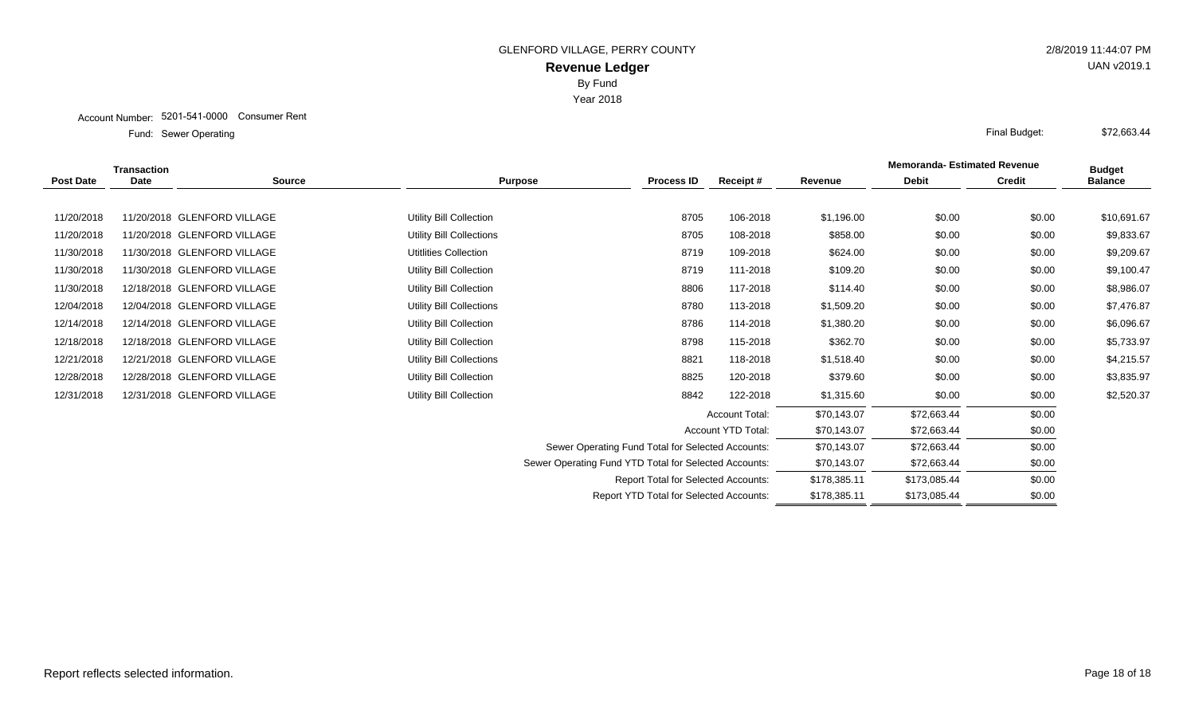GLENFORD VILLAGE, PERRY COUNTY

# Revenue Ledger

By Fund

Year 2018

2/8/2019 11:44:07 PM

UAN v2019.1

Account Number: 5201-541-0000 Consumer Rent

Fund: Sewer Operating

Final Budget: $72,663.44

| Post Date | Transaction Date | Source | Purpose | Process ID | Receipt # | Revenue | Memoranda- Estimated Revenue Debit | Memoranda- Estimated Revenue Credit | Budget Balance |
|---|---|---|---|---|---|---|---|---|---|
| 11/20/2018 | 11/20/2018 | GLENFORD VILLAGE | Utility Bill Collection | 8705 | 106-2018 | $1,196.00 | $0.00 | $0.00 | $10,691.67 |
| 11/20/2018 | 11/20/2018 | GLENFORD VILLAGE | Utility Bill Collections | 8705 | 108-2018 | $858.00 | $0.00 | $0.00 | $9,833.67 |
| 11/30/2018 | 11/30/2018 | GLENFORD VILLAGE | Utitlities Collection | 8719 | 109-2018 | $624.00 | $0.00 | $0.00 | $9,209.67 |
| 11/30/2018 | 11/30/2018 | GLENFORD VILLAGE | Utility Bill Collection | 8719 | 111-2018 | $109.20 | $0.00 | $0.00 | $9,100.47 |
| 11/30/2018 | 12/18/2018 | GLENFORD VILLAGE | Utility Bill Collection | 8806 | 117-2018 | $114.40 | $0.00 | $0.00 | $8,986.07 |
| 12/04/2018 | 12/04/2018 | GLENFORD VILLAGE | Utility Bill Collections | 8780 | 113-2018 | $1,509.20 | $0.00 | $0.00 | $7,476.87 |
| 12/14/2018 | 12/14/2018 | GLENFORD VILLAGE | Utility Bill Collection | 8786 | 114-2018 | $1,380.20 | $0.00 | $0.00 | $6,096.67 |
| 12/18/2018 | 12/18/2018 | GLENFORD VILLAGE | Utility Bill Collection | 8798 | 115-2018 | $362.70 | $0.00 | $0.00 | $5,733.97 |
| 12/21/2018 | 12/21/2018 | GLENFORD VILLAGE | Utility Bill Collections | 8821 | 118-2018 | $1,518.40 | $0.00 | $0.00 | $4,215.57 |
| 12/28/2018 | 12/28/2018 | GLENFORD VILLAGE | Utility Bill Collection | 8825 | 120-2018 | $379.60 | $0.00 | $0.00 | $3,835.97 |
| 12/31/2018 | 12/31/2018 | GLENFORD VILLAGE | Utility Bill Collection | 8842 | 122-2018 | $1,315.60 | $0.00 | $0.00 | $2,520.37 |
| | | | | | Account Total: | $70,143.07 | $72,663.44 | $0.00 | |
| | | | | | Account YTD Total: | $70,143.07 | $72,663.44 | $0.00 | |
| | | | Sewer Operating Fund Total for Selected Accounts: | | | $70,143.07 | $72,663.44 | $0.00 | |
| | | | Sewer Operating Fund YTD Total for Selected Accounts: | | | $70,143.07 | $72,663.44 | $0.00 | |
| | | | Report Total for Selected Accounts: | | | $178,385.11 | $173,085.44 | $0.00 | |
| | | | Report YTD Total for Selected Accounts: | | | $178,385.11 | $173,085.44 | $0.00 | |

Report reflects selected information.